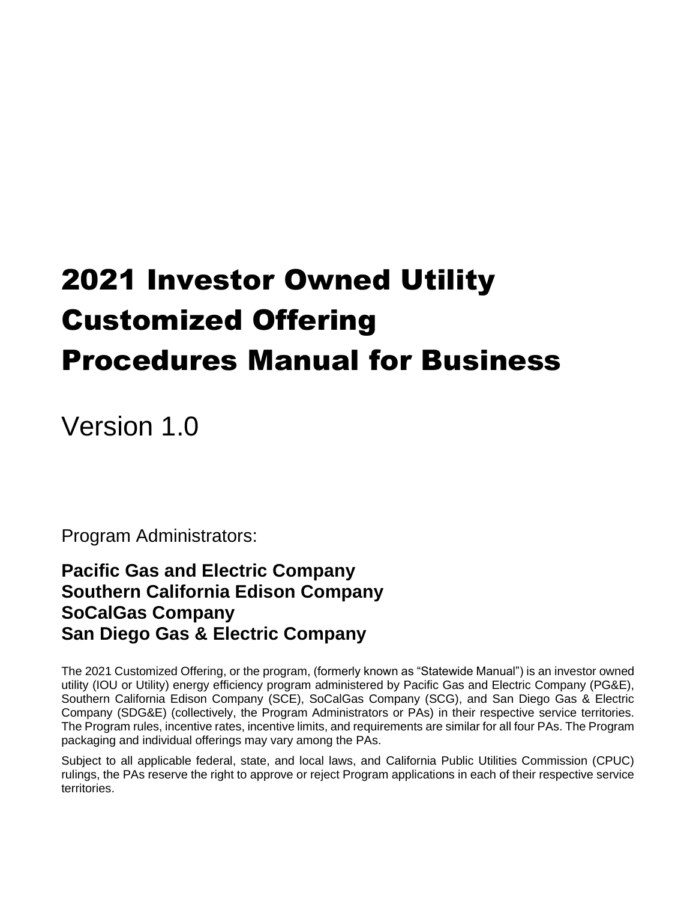# 2021 Investor Owned Utility Customized Offering Procedures Manual for Business

Version 1.0

Program Administrators:

**Pacific Gas and Electric Company**
**Southern California Edison Company**
**SoCalGas Company**
**San Diego Gas & Electric Company**

The 2021 Customized Offering, or the program, (formerly known as "Statewide Manual") is an investor owned utility (IOU or Utility) energy efficiency program administered by Pacific Gas and Electric Company (PG&E), Southern California Edison Company (SCE), SoCalGas Company (SCG), and San Diego Gas & Electric Company (SDG&E) (collectively, the Program Administrators or PAs) in their respective service territories. The Program rules, incentive rates, incentive limits, and requirements are similar for all four PAs. The Program packaging and individual offerings may vary among the PAs.

Subject to all applicable federal, state, and local laws, and California Public Utilities Commission (CPUC) rulings, the PAs reserve the right to approve or reject Program applications in each of their respective service territories.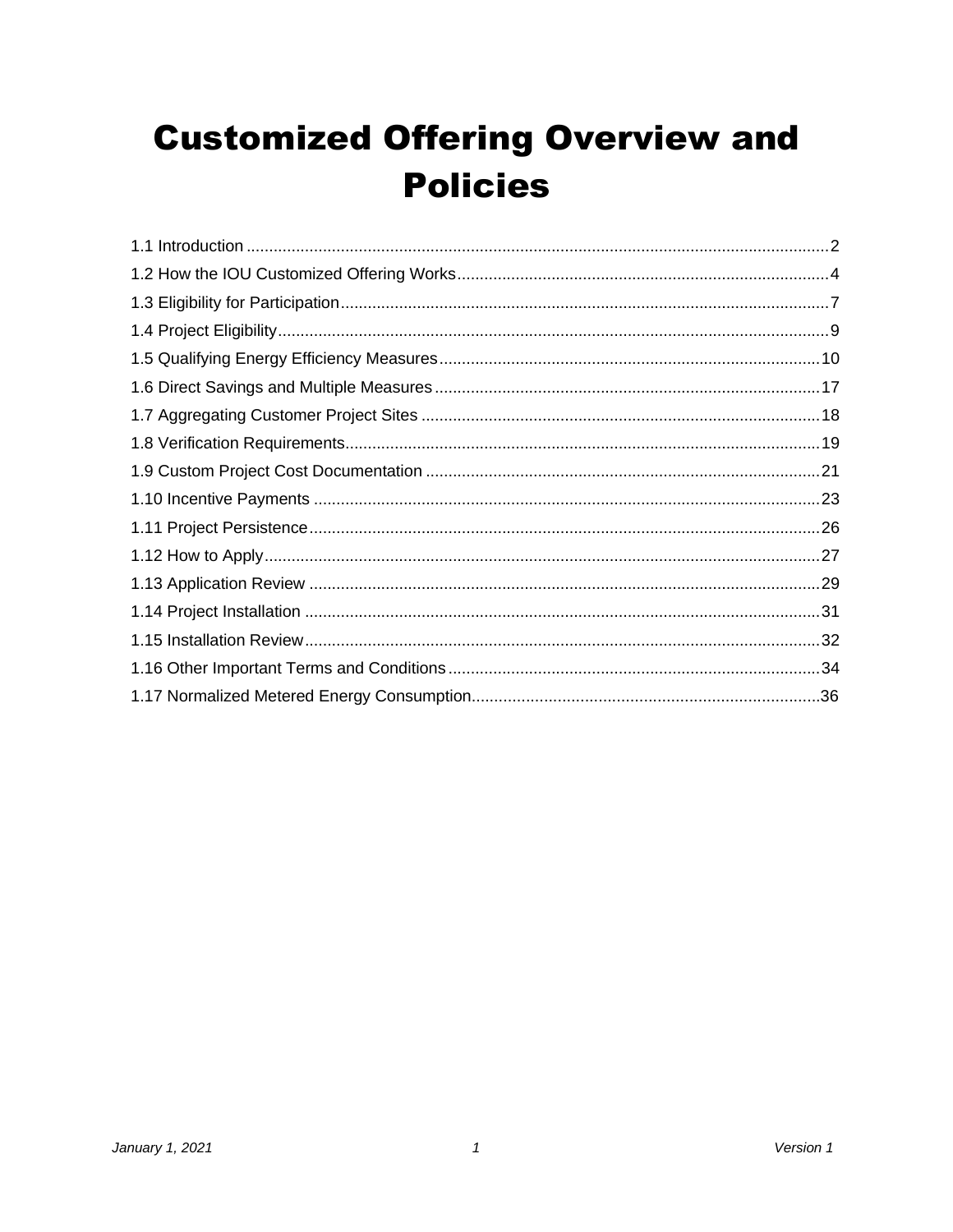# Customized Offering Overview and Policies

1.1 Introduction ..... 2
1.2 How the IOU Customized Offering Works ..... 4
1.3 Eligibility for Participation ..... 7
1.4 Project Eligibility ..... 9
1.5 Qualifying Energy Efficiency Measures ..... 10
1.6 Direct Savings and Multiple Measures ..... 17
1.7 Aggregating Customer Project Sites ..... 18
1.8 Verification Requirements ..... 19
1.9 Custom Project Cost Documentation ..... 21
1.10 Incentive Payments ..... 23
1.11 Project Persistence ..... 26
1.12 How to Apply ..... 27
1.13 Application Review ..... 29
1.14 Project Installation ..... 31
1.15 Installation Review ..... 32
1.16 Other Important Terms and Conditions ..... 34
1.17 Normalized Metered Energy Consumption ..... 36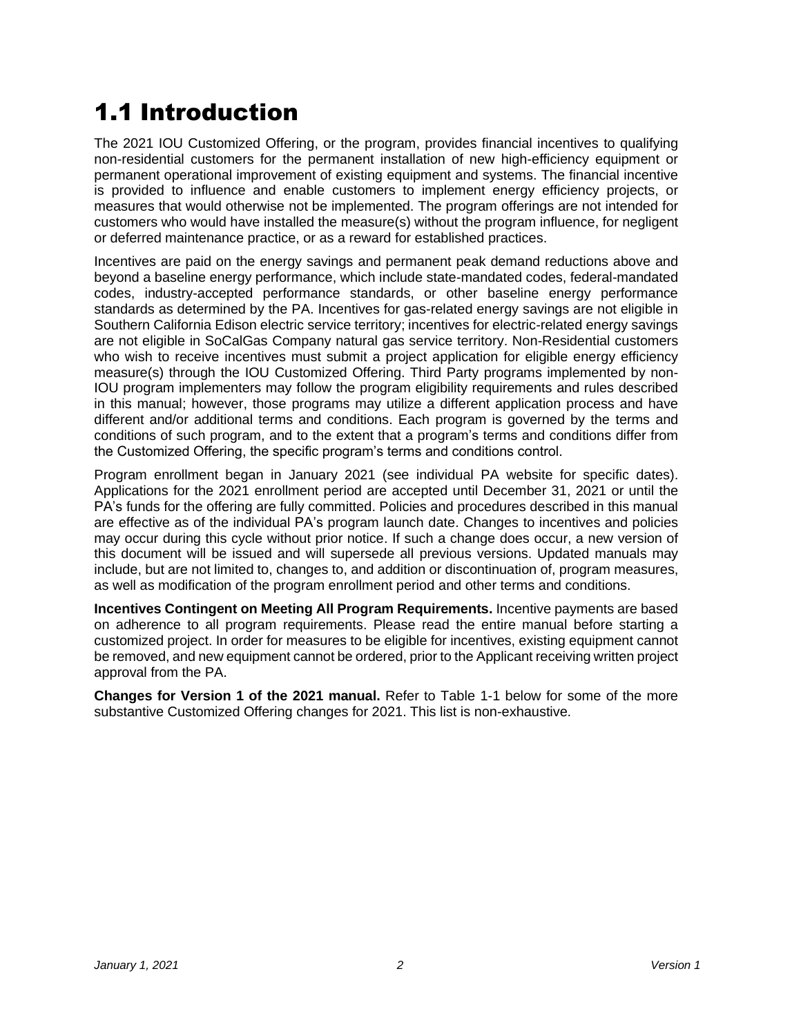# 1.1 Introduction

The 2021 IOU Customized Offering, or the program, provides financial incentives to qualifying non-residential customers for the permanent installation of new high-efficiency equipment or permanent operational improvement of existing equipment and systems. The financial incentive is provided to influence and enable customers to implement energy efficiency projects, or measures that would otherwise not be implemented. The program offerings are not intended for customers who would have installed the measure(s) without the program influence, for negligent or deferred maintenance practice, or as a reward for established practices.

Incentives are paid on the energy savings and permanent peak demand reductions above and beyond a baseline energy performance, which include state-mandated codes, federal-mandated codes, industry-accepted performance standards, or other baseline energy performance standards as determined by the PA. Incentives for gas-related energy savings are not eligible in Southern California Edison electric service territory; incentives for electric-related energy savings are not eligible in SoCalGas Company natural gas service territory. Non-Residential customers who wish to receive incentives must submit a project application for eligible energy efficiency measure(s) through the IOU Customized Offering. Third Party programs implemented by non-IOU program implementers may follow the program eligibility requirements and rules described in this manual; however, those programs may utilize a different application process and have different and/or additional terms and conditions. Each program is governed by the terms and conditions of such program, and to the extent that a program's terms and conditions differ from the Customized Offering, the specific program's terms and conditions control.

Program enrollment began in January 2021 (see individual PA website for specific dates). Applications for the 2021 enrollment period are accepted until December 31, 2021 or until the PA's funds for the offering are fully committed. Policies and procedures described in this manual are effective as of the individual PA's program launch date. Changes to incentives and policies may occur during this cycle without prior notice. If such a change does occur, a new version of this document will be issued and will supersede all previous versions. Updated manuals may include, but are not limited to, changes to, and addition or discontinuation of, program measures, as well as modification of the program enrollment period and other terms and conditions.

**Incentives Contingent on Meeting All Program Requirements.** Incentive payments are based on adherence to all program requirements. Please read the entire manual before starting a customized project. In order for measures to be eligible for incentives, existing equipment cannot be removed, and new equipment cannot be ordered, prior to the Applicant receiving written project approval from the PA.

**Changes for Version 1 of the 2021 manual.** Refer to Table 1-1 below for some of the more substantive Customized Offering changes for 2021. This list is non-exhaustive.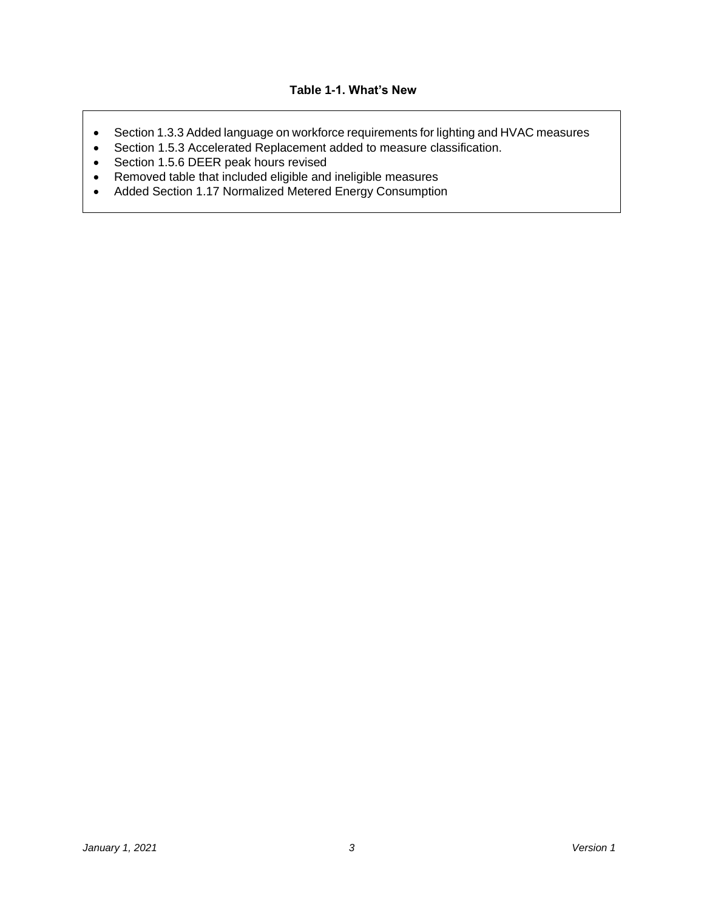**Table 1-1. What's New**

- Section 1.3.3 Added language on workforce requirements for lighting and HVAC measures
- Section 1.5.3 Accelerated Replacement added to measure classification.
- Section 1.5.6 DEER peak hours revised
- Removed table that included eligible and ineligible measures
- Added Section 1.17 Normalized Metered Energy Consumption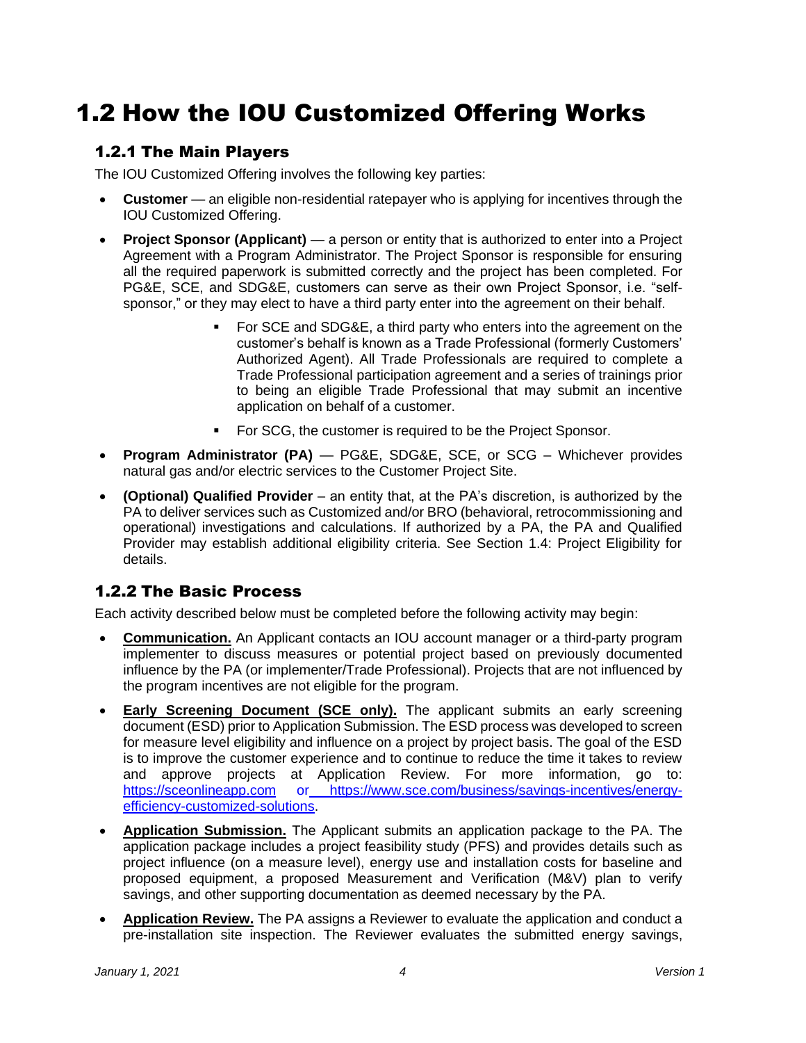# 1.2 How the IOU Customized Offering Works

## 1.2.1 The Main Players

The IOU Customized Offering involves the following key parties:

- **Customer** — an eligible non-residential ratepayer who is applying for incentives through the IOU Customized Offering.
- **Project Sponsor (Applicant)** — a person or entity that is authorized to enter into a Project Agreement with a Program Administrator. The Project Sponsor is responsible for ensuring all the required paperwork is submitted correctly and the project has been completed. For PG&E, SCE, and SDG&E, customers can serve as their own Project Sponsor, i.e. "self-sponsor," or they may elect to have a third party enter into the agreement on their behalf.
    - For SCE and SDG&E, a third party who enters into the agreement on the customer's behalf is known as a Trade Professional (formerly Customers' Authorized Agent). All Trade Professionals are required to complete a Trade Professional participation agreement and a series of trainings prior to being an eligible Trade Professional that may submit an incentive application on behalf of a customer.
    - For SCG, the customer is required to be the Project Sponsor.
- **Program Administrator (PA)** — PG&E, SDG&E, SCE, or SCG – Whichever provides natural gas and/or electric services to the Customer Project Site.
- **(Optional) Qualified Provider** – an entity that, at the PA's discretion, is authorized by the PA to deliver services such as Customized and/or BRO (behavioral, retrocommissioning and operational) investigations and calculations. If authorized by a PA, the PA and Qualified Provider may establish additional eligibility criteria. See Section 1.4: Project Eligibility for details.

## 1.2.2 The Basic Process

Each activity described below must be completed before the following activity may begin:

- **Communication.** An Applicant contacts an IOU account manager or a third-party program implementer to discuss measures or potential project based on previously documented influence by the PA (or implementer/Trade Professional). Projects that are not influenced by the program incentives are not eligible for the program.
- **Early Screening Document (SCE only).** The applicant submits an early screening document (ESD) prior to Application Submission. The ESD process was developed to screen for measure level eligibility and influence on a project by project basis. The goal of the ESD is to improve the customer experience and to continue to reduce the time it takes to review and approve projects at Application Review. For more information, go to: https://sceonlineapp.com or https://www.sce.com/business/savings-incentives/energy-efficiency-customized-solutions.
- **Application Submission.** The Applicant submits an application package to the PA. The application package includes a project feasibility study (PFS) and provides details such as project influence (on a measure level), energy use and installation costs for baseline and proposed equipment, a proposed Measurement and Verification (M&V) plan to verify savings, and other supporting documentation as deemed necessary by the PA.
- **Application Review.** The PA assigns a Reviewer to evaluate the application and conduct a pre-installation site inspection. The Reviewer evaluates the submitted energy savings,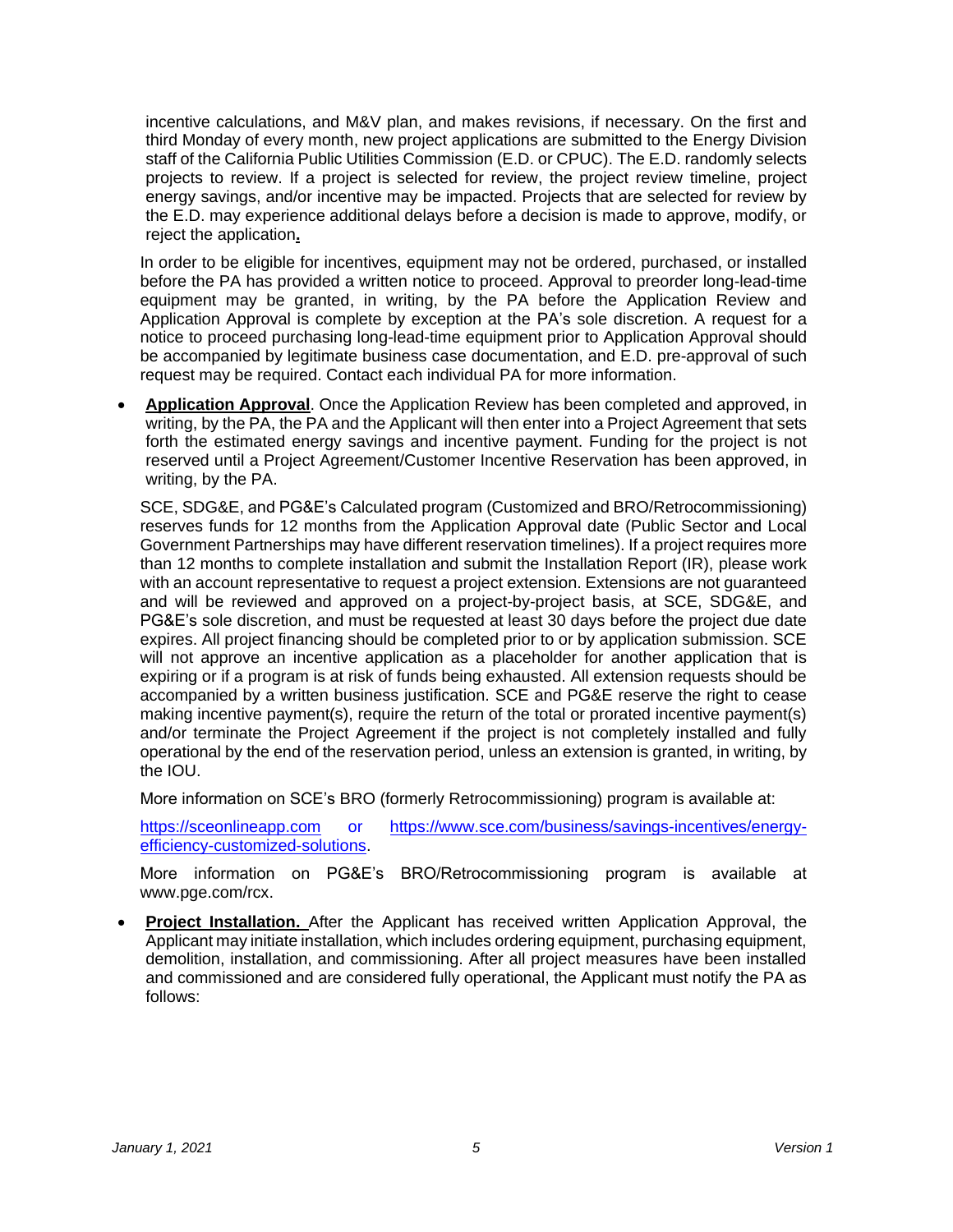incentive calculations, and M&V plan, and makes revisions, if necessary. On the first and third Monday of every month, new project applications are submitted to the Energy Division staff of the California Public Utilities Commission (E.D. or CPUC). The E.D. randomly selects projects to review. If a project is selected for review, the project review timeline, project energy savings, and/or incentive may be impacted. Projects that are selected for review by the E.D. may experience additional delays before a decision is made to approve, modify, or reject the application.

In order to be eligible for incentives, equipment may not be ordered, purchased, or installed before the PA has provided a written notice to proceed. Approval to preorder long-lead-time equipment may be granted, in writing, by the PA before the Application Review and Application Approval is complete by exception at the PA's sole discretion. A request for a notice to proceed purchasing long-lead-time equipment prior to Application Approval should be accompanied by legitimate business case documentation, and E.D. pre-approval of such request may be required. Contact each individual PA for more information.

- **Application Approval**. Once the Application Review has been completed and approved, in writing, by the PA, the PA and the Applicant will then enter into a Project Agreement that sets forth the estimated energy savings and incentive payment. Funding for the project is not reserved until a Project Agreement/Customer Incentive Reservation has been approved, in writing, by the PA.

  SCE, SDG&E, and PG&E's Calculated program (Customized and BRO/Retrocommissioning) reserves funds for 12 months from the Application Approval date (Public Sector and Local Government Partnerships may have different reservation timelines). If a project requires more than 12 months to complete installation and submit the Installation Report (IR), please work with an account representative to request a project extension. Extensions are not guaranteed and will be reviewed and approved on a project-by-project basis, at SCE, SDG&E, and PG&E's sole discretion, and must be requested at least 30 days before the project due date expires. All project financing should be completed prior to or by application submission. SCE will not approve an incentive application as a placeholder for another application that is expiring or if a program is at risk of funds being exhausted. All extension requests should be accompanied by a written business justification. SCE and PG&E reserve the right to cease making incentive payment(s), require the return of the total or prorated incentive payment(s) and/or terminate the Project Agreement if the project is not completely installed and fully operational by the end of the reservation period, unless an extension is granted, in writing, by the IOU.

  More information on SCE's BRO (formerly Retrocommissioning) program is available at:

  https://sceonlineapp.com or https://www.sce.com/business/savings-incentives/energy-efficiency-customized-solutions.

  More information on PG&E's BRO/Retrocommissioning program is available at www.pge.com/rcx.

- **Project Installation.** After the Applicant has received written Application Approval, the Applicant may initiate installation, which includes ordering equipment, purchasing equipment, demolition, installation, and commissioning. After all project measures have been installed and commissioned and are considered fully operational, the Applicant must notify the PA as follows: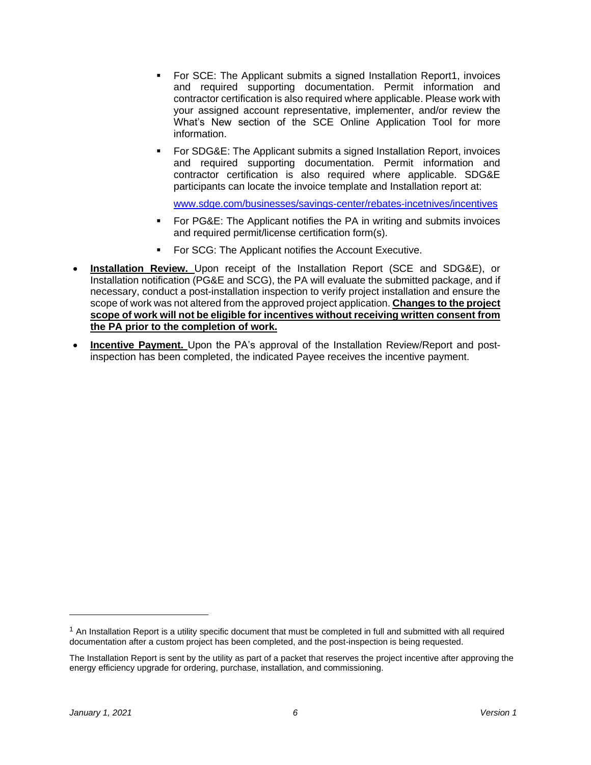- For SCE: The Applicant submits a signed Installation Report[1], invoices and required supporting documentation. Permit information and contractor certification is also required where applicable. Please work with your assigned account representative, implementer, and/or review the What's New section of the SCE Online Application Tool for more information.
- For SDG&E: The Applicant submits a signed Installation Report, invoices and required supporting documentation. Permit information and contractor certification is also required where applicable. SDG&E participants can locate the invoice template and Installation report at:

  [www.sdge.com/businesses/savings-center/rebates-incetnives/incentives](www.sdge.com/businesses/savings-center/rebates-incetnives/incentives)

- For PG&E: The Applicant notifies the PA in writing and submits invoices and required permit/license certification form(s).
- For SCG: The Applicant notifies the Account Executive.

- **Installation Review.** Upon receipt of the Installation Report (SCE and SDG&E), or Installation notification (PG&E and SCG), the PA will evaluate the submitted package, and if necessary, conduct a post-installation inspection to verify project installation and ensure the scope of work was not altered from the approved project application. **Changes to the project scope of work will not be eligible for incentives without receiving written consent from the PA prior to the completion of work.**
- **Incentive Payment.** Upon the PA's approval of the Installation Review/Report and post-inspection has been completed, the indicated Payee receives the incentive payment.

---

[1] An Installation Report is a utility specific document that must be completed in full and submitted with all required documentation after a custom project has been completed, and the post-inspection is being requested.

The Installation Report is sent by the utility as part of a packet that reserves the project incentive after approving the energy efficiency upgrade for ordering, purchase, installation, and commissioning.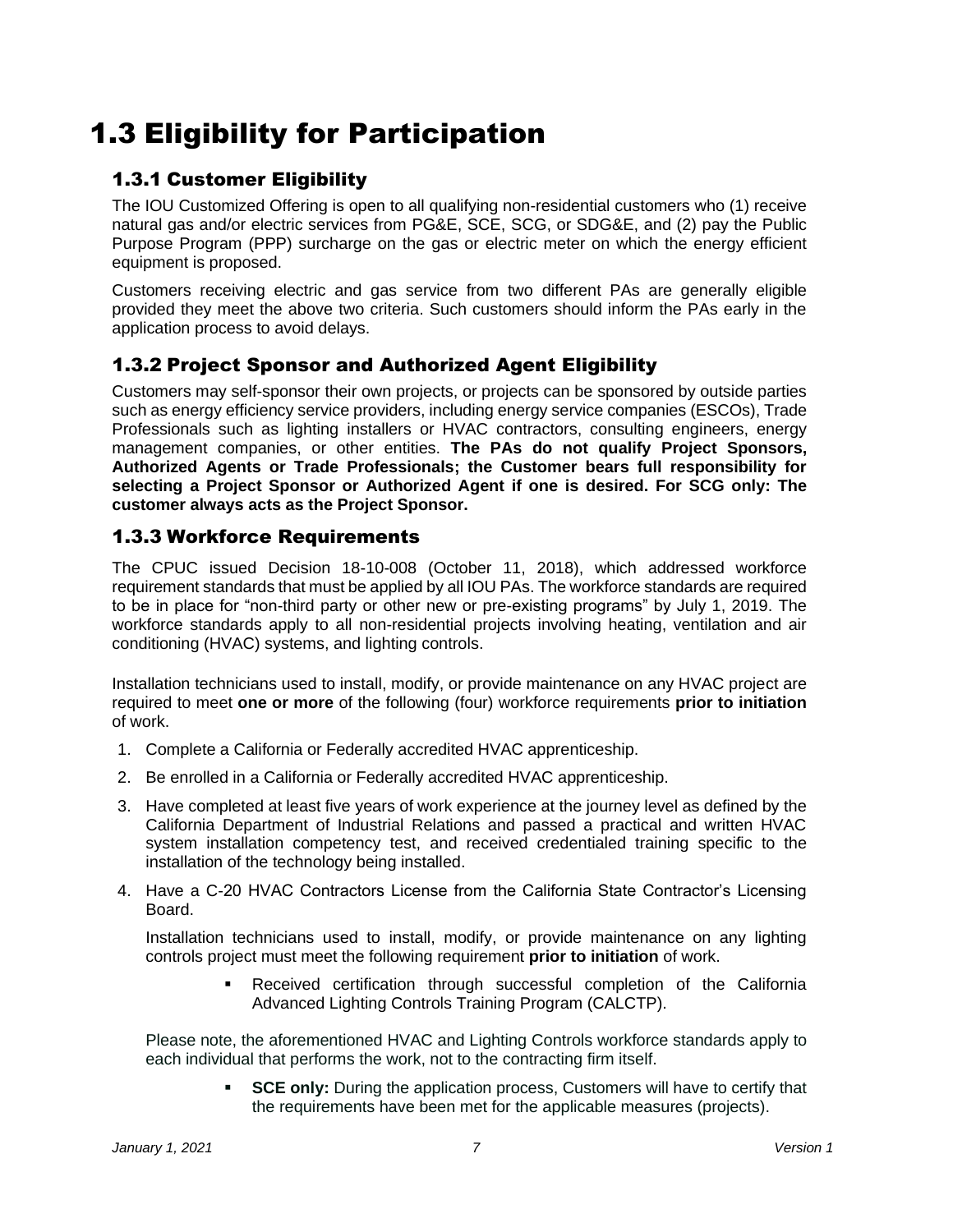# 1.3 Eligibility for Participation

## 1.3.1 Customer Eligibility

The IOU Customized Offering is open to all qualifying non-residential customers who (1) receive natural gas and/or electric services from PG&E, SCE, SCG, or SDG&E, and (2) pay the Public Purpose Program (PPP) surcharge on the gas or electric meter on which the energy efficient equipment is proposed.

Customers receiving electric and gas service from two different PAs are generally eligible provided they meet the above two criteria. Such customers should inform the PAs early in the application process to avoid delays.

## 1.3.2 Project Sponsor and Authorized Agent Eligibility

Customers may self-sponsor their own projects, or projects can be sponsored by outside parties such as energy efficiency service providers, including energy service companies (ESCOs), Trade Professionals such as lighting installers or HVAC contractors, consulting engineers, energy management companies, or other entities. **The PAs do not qualify Project Sponsors, Authorized Agents or Trade Professionals; the Customer bears full responsibility for selecting a Project Sponsor or Authorized Agent if one is desired. For SCG only: The customer always acts as the Project Sponsor.**

## 1.3.3 Workforce Requirements

The CPUC issued Decision 18-10-008 (October 11, 2018), which addressed workforce requirement standards that must be applied by all IOU PAs. The workforce standards are required to be in place for "non-third party or other new or pre-existing programs" by July 1, 2019. The workforce standards apply to all non-residential projects involving heating, ventilation and air conditioning (HVAC) systems, and lighting controls.

Installation technicians used to install, modify, or provide maintenance on any HVAC project are required to meet **one or more** of the following (four) workforce requirements **prior to initiation** of work.

1. Complete a California or Federally accredited HVAC apprenticeship.
2. Be enrolled in a California or Federally accredited HVAC apprenticeship.
3. Have completed at least five years of work experience at the journey level as defined by the California Department of Industrial Relations and passed a practical and written HVAC system installation competency test, and received credentialed training specific to the installation of the technology being installed.
4. Have a C-20 HVAC Contractors License from the California State Contractor's Licensing Board.

Installation technicians used to install, modify, or provide maintenance on any lighting controls project must meet the following requirement **prior to initiation** of work.

- Received certification through successful completion of the California Advanced Lighting Controls Training Program (CALCTP).

Please note, the aforementioned HVAC and Lighting Controls workforce standards apply to each individual that performs the work, not to the contracting firm itself.

- **SCE only:** During the application process, Customers will have to certify that the requirements have been met for the applicable measures (projects).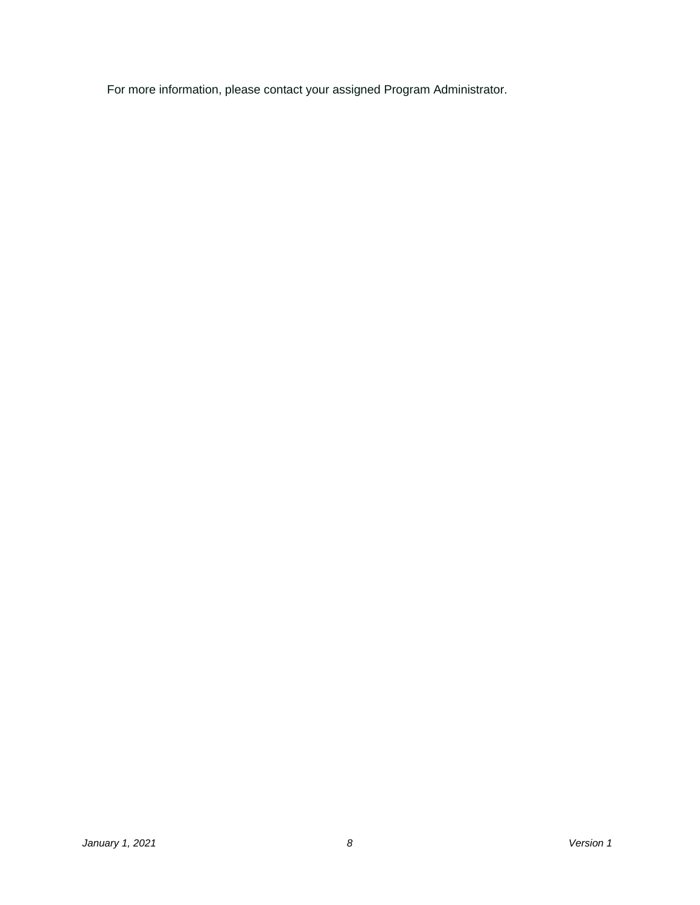For more information, please contact your assigned Program Administrator.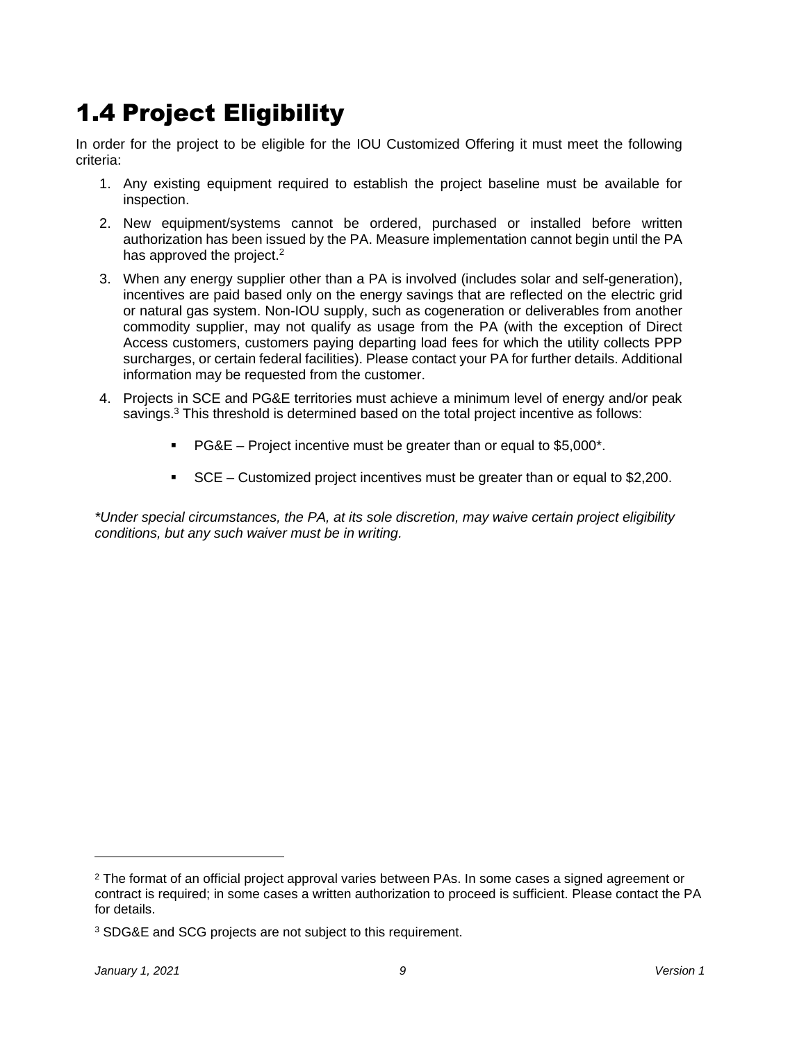## 1.4 Project Eligibility

In order for the project to be eligible for the IOU Customized Offering it must meet the following criteria:

1. Any existing equipment required to establish the project baseline must be available for inspection.
2. New equipment/systems cannot be ordered, purchased or installed before written authorization has been issued by the PA. Measure implementation cannot begin until the PA has approved the project.[2]
3. When any energy supplier other than a PA is involved (includes solar and self-generation), incentives are paid based only on the energy savings that are reflected on the electric grid or natural gas system. Non-IOU supply, such as cogeneration or deliverables from another commodity supplier, may not qualify as usage from the PA (with the exception of Direct Access customers, customers paying departing load fees for which the utility collects PPP surcharges, or certain federal facilities). Please contact your PA for further details. Additional information may be requested from the customer.
4. Projects in SCE and PG&E territories must achieve a minimum level of energy and/or peak savings.[3] This threshold is determined based on the total project incentive as follows:
   - PG&E – Project incentive must be greater than or equal to $5,000*.
   - SCE – Customized project incentives must be greater than or equal to $2,200.

*\*Under special circumstances, the PA, at its sole discretion, may waive certain project eligibility conditions, but any such waiver must be in writing.*

[2] The format of an official project approval varies between PAs. In some cases a signed agreement or contract is required; in some cases a written authorization to proceed is sufficient. Please contact the PA for details.

[3] SDG&E and SCG projects are not subject to this requirement.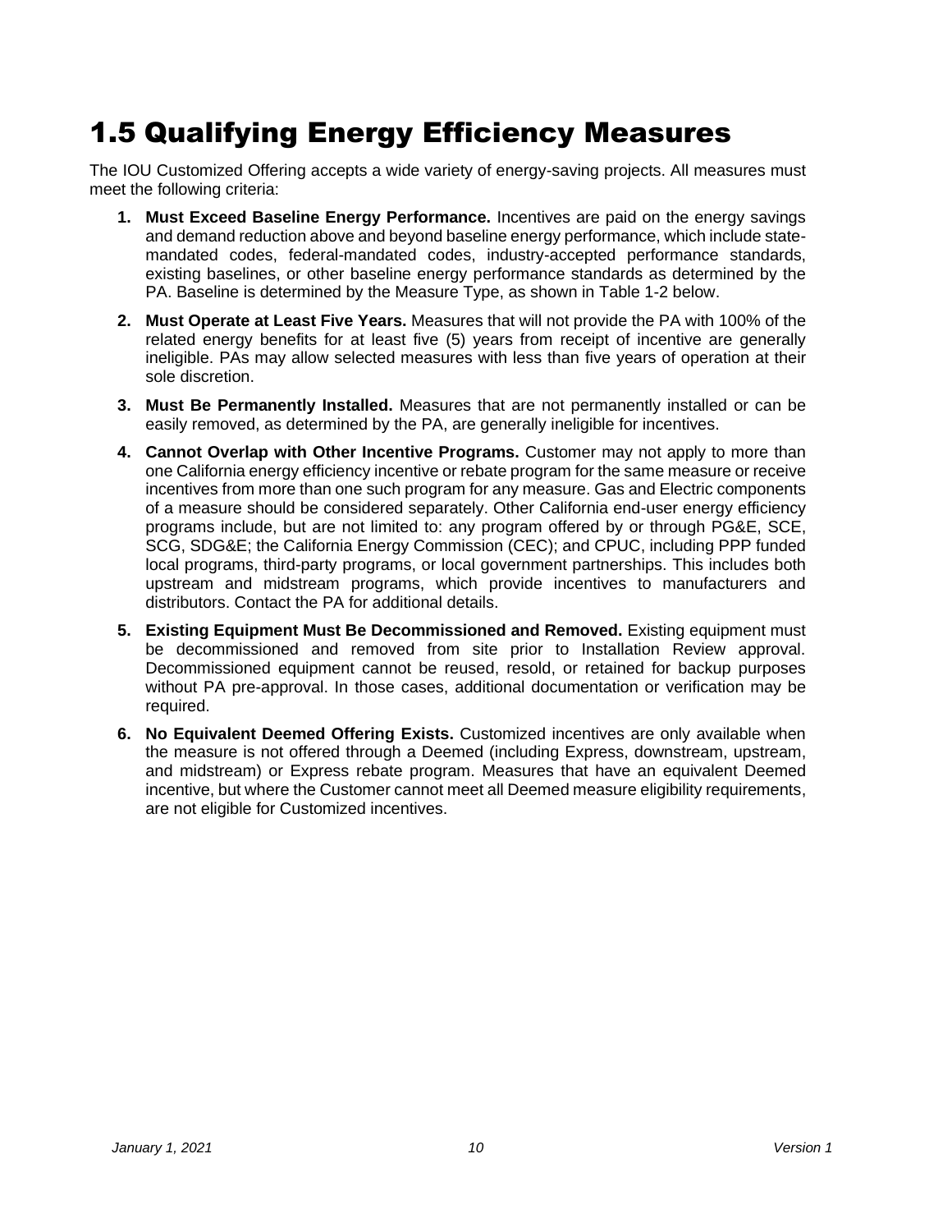# 1.5 Qualifying Energy Efficiency Measures

The IOU Customized Offering accepts a wide variety of energy-saving projects. All measures must meet the following criteria:

1. **Must Exceed Baseline Energy Performance.** Incentives are paid on the energy savings and demand reduction above and beyond baseline energy performance, which include state-mandated codes, federal-mandated codes, industry-accepted performance standards, existing baselines, or other baseline energy performance standards as determined by the PA. Baseline is determined by the Measure Type, as shown in Table 1-2 below.
2. **Must Operate at Least Five Years.** Measures that will not provide the PA with 100% of the related energy benefits for at least five (5) years from receipt of incentive are generally ineligible. PAs may allow selected measures with less than five years of operation at their sole discretion.
3. **Must Be Permanently Installed.** Measures that are not permanently installed or can be easily removed, as determined by the PA, are generally ineligible for incentives.
4. **Cannot Overlap with Other Incentive Programs.** Customer may not apply to more than one California energy efficiency incentive or rebate program for the same measure or receive incentives from more than one such program for any measure. Gas and Electric components of a measure should be considered separately. Other California end-user energy efficiency programs include, but are not limited to: any program offered by or through PG&E, SCE, SCG, SDG&E; the California Energy Commission (CEC); and CPUC, including PPP funded local programs, third-party programs, or local government partnerships. This includes both upstream and midstream programs, which provide incentives to manufacturers and distributors. Contact the PA for additional details.
5. **Existing Equipment Must Be Decommissioned and Removed.** Existing equipment must be decommissioned and removed from site prior to Installation Review approval. Decommissioned equipment cannot be reused, resold, or retained for backup purposes without PA pre-approval. In those cases, additional documentation or verification may be required.
6. **No Equivalent Deemed Offering Exists.** Customized incentives are only available when the measure is not offered through a Deemed (including Express, downstream, upstream, and midstream) or Express rebate program. Measures that have an equivalent Deemed incentive, but where the Customer cannot meet all Deemed measure eligibility requirements, are not eligible for Customized incentives.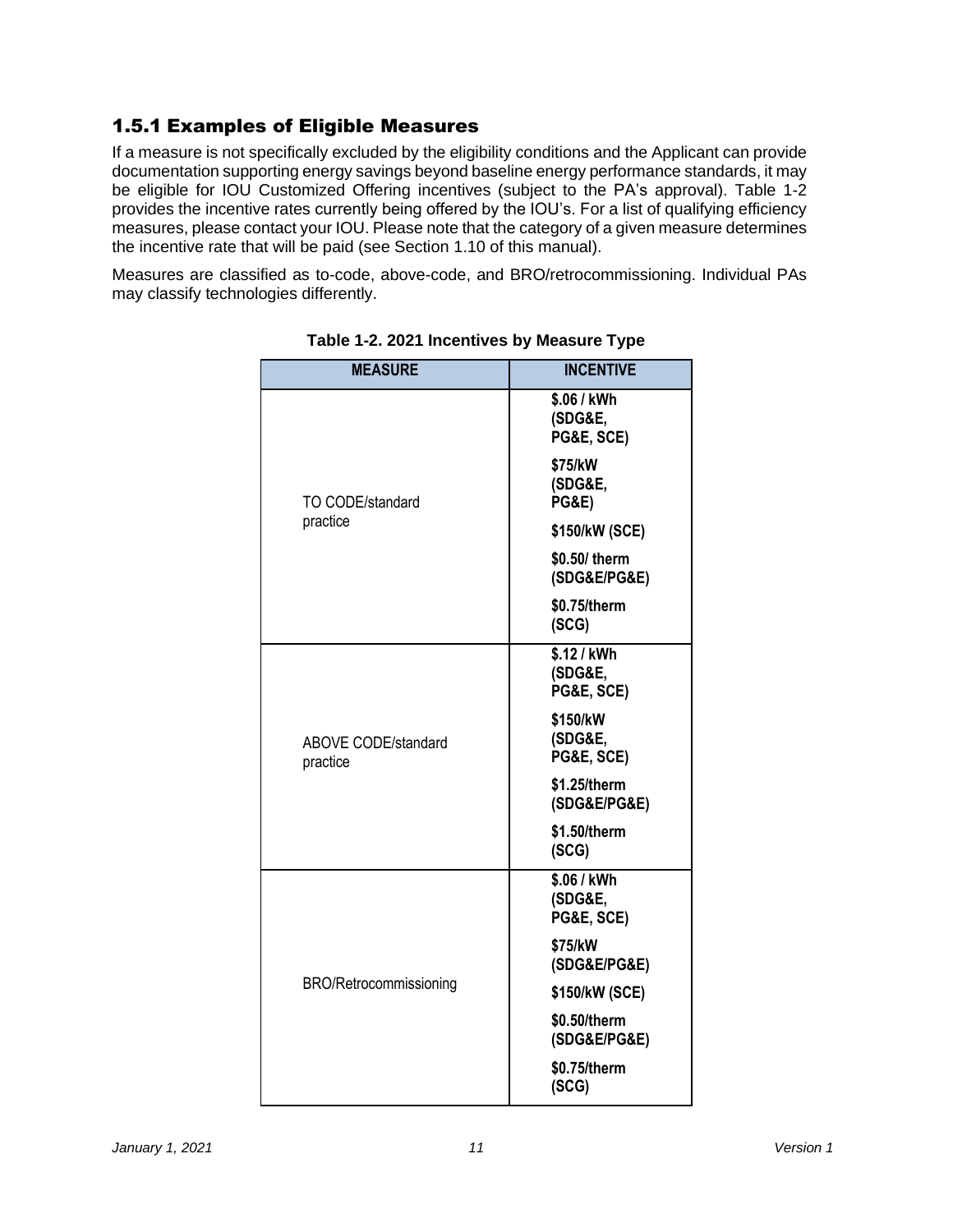### 1.5.1 Examples of Eligible Measures

If a measure is not specifically excluded by the eligibility conditions and the Applicant can provide documentation supporting energy savings beyond baseline energy performance standards, it may be eligible for IOU Customized Offering incentives (subject to the PA's approval). Table 1-2 provides the incentive rates currently being offered by the IOU's. For a list of qualifying efficiency measures, please contact your IOU. Please note that the category of a given measure determines the incentive rate that will be paid (see Section 1.10 of this manual).

Measures are classified as to-code, above-code, and BRO/retrocommissioning. Individual PAs may classify technologies differently.

**Table 1-2. 2021 Incentives by Measure Type**

| MEASURE | INCENTIVE |
|---|---|
| TO CODE/standard practice | **$.06 / kWh (SDG&E, PG&E, SCE)** |
| | **$75/kW (SDG&E, PG&E)** |
| | **$150/kW (SCE)** |
| | **$0.50/ therm (SDG&E/PG&E)** |
| | **$0.75/therm (SCG)** |
| ABOVE CODE/standard practice | **$.12 / kWh (SDG&E, PG&E, SCE)** |
| | **$150/kW (SDG&E, PG&E, SCE)** |
| | **$1.25/therm (SDG&E/PG&E)** |
| | **$1.50/therm (SCG)** |
| BRO/Retrocommissioning | **$.06 / kWh (SDG&E, PG&E, SCE)** |
| | **$75/kW (SDG&E/PG&E)** |
| | **$150/kW (SCE)** |
| | **$0.50/therm (SDG&E/PG&E)** |
| | **$0.75/therm (SCG)** |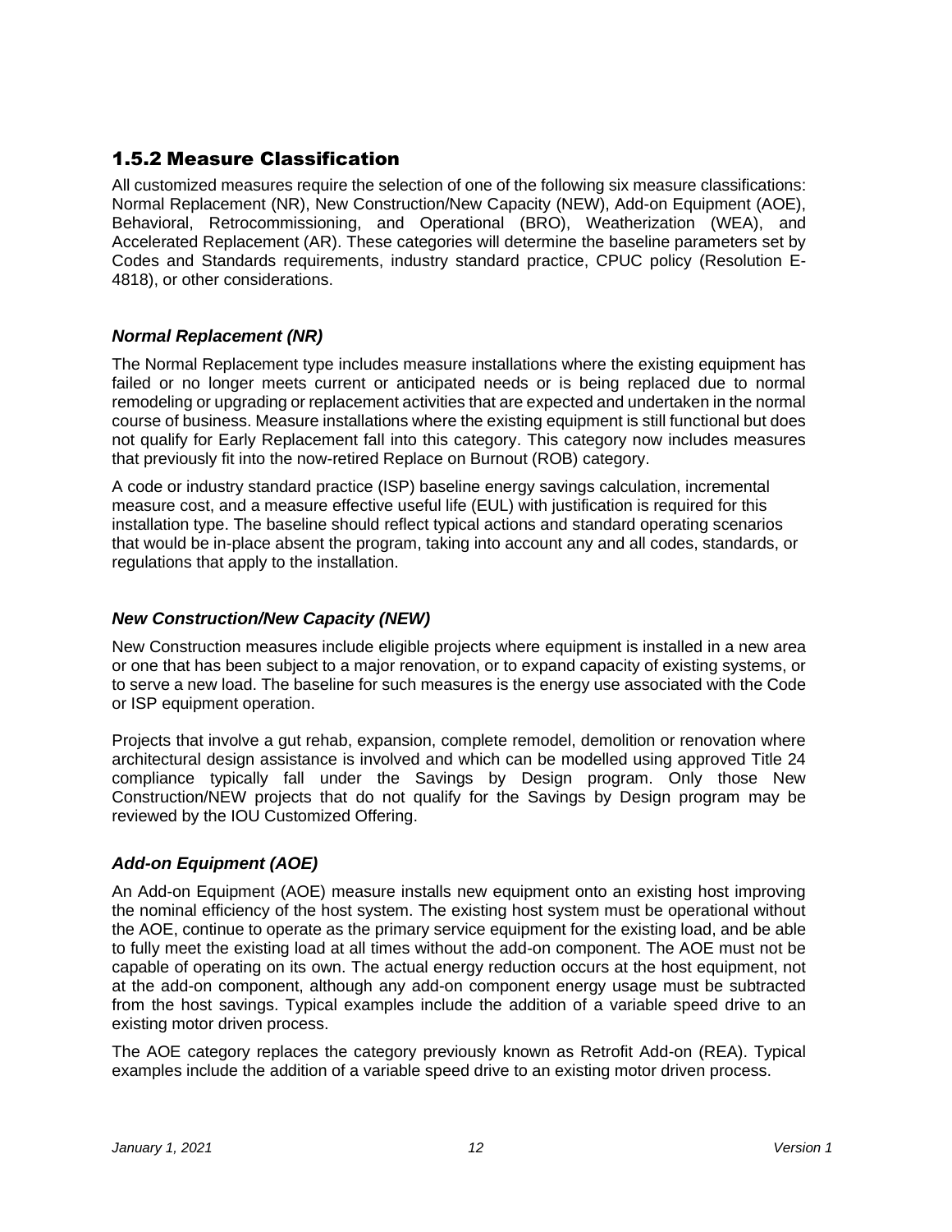## 1.5.2 Measure Classification

All customized measures require the selection of one of the following six measure classifications: Normal Replacement (NR), New Construction/New Capacity (NEW), Add-on Equipment (AOE), Behavioral, Retrocommissioning, and Operational (BRO), Weatherization (WEA), and Accelerated Replacement (AR). These categories will determine the baseline parameters set by Codes and Standards requirements, industry standard practice, CPUC policy (Resolution E-4818), or other considerations.

### *Normal Replacement (NR)*

The Normal Replacement type includes measure installations where the existing equipment has failed or no longer meets current or anticipated needs or is being replaced due to normal remodeling or upgrading or replacement activities that are expected and undertaken in the normal course of business. Measure installations where the existing equipment is still functional but does not qualify for Early Replacement fall into this category. This category now includes measures that previously fit into the now-retired Replace on Burnout (ROB) category.

A code or industry standard practice (ISP) baseline energy savings calculation, incremental measure cost, and a measure effective useful life (EUL) with justification is required for this installation type. The baseline should reflect typical actions and standard operating scenarios that would be in-place absent the program, taking into account any and all codes, standards, or regulations that apply to the installation.

### *New Construction/New Capacity (NEW)*

New Construction measures include eligible projects where equipment is installed in a new area or one that has been subject to a major renovation, or to expand capacity of existing systems, or to serve a new load. The baseline for such measures is the energy use associated with the Code or ISP equipment operation.

Projects that involve a gut rehab, expansion, complete remodel, demolition or renovation where architectural design assistance is involved and which can be modelled using approved Title 24 compliance typically fall under the Savings by Design program. Only those New Construction/NEW projects that do not qualify for the Savings by Design program may be reviewed by the IOU Customized Offering.

### *Add-on Equipment (AOE)*

An Add-on Equipment (AOE) measure installs new equipment onto an existing host improving the nominal efficiency of the host system. The existing host system must be operational without the AOE, continue to operate as the primary service equipment for the existing load, and be able to fully meet the existing load at all times without the add-on component. The AOE must not be capable of operating on its own. The actual energy reduction occurs at the host equipment, not at the add-on component, although any add-on component energy usage must be subtracted from the host savings. Typical examples include the addition of a variable speed drive to an existing motor driven process.

The AOE category replaces the category previously known as Retrofit Add-on (REA). Typical examples include the addition of a variable speed drive to an existing motor driven process.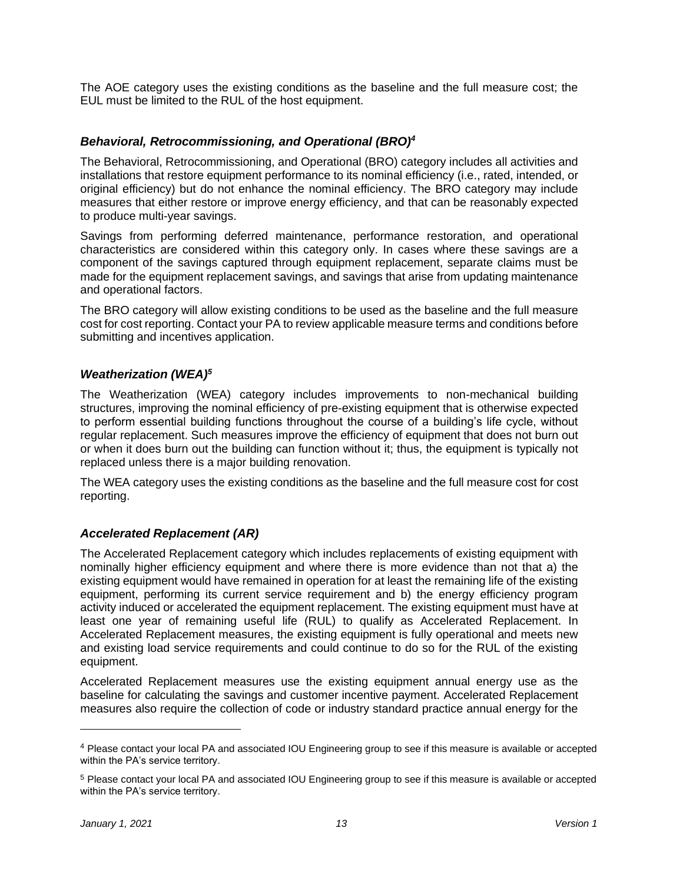The AOE category uses the existing conditions as the baseline and the full measure cost; the EUL must be limited to the RUL of the host equipment.

### *Behavioral, Retrocommissioning, and Operational (BRO)*[4]

The Behavioral, Retrocommissioning, and Operational (BRO) category includes all activities and installations that restore equipment performance to its nominal efficiency (i.e., rated, intended, or original efficiency) but do not enhance the nominal efficiency. The BRO category may include measures that either restore or improve energy efficiency, and that can be reasonably expected to produce multi-year savings.

Savings from performing deferred maintenance, performance restoration, and operational characteristics are considered within this category only. In cases where these savings are a component of the savings captured through equipment replacement, separate claims must be made for the equipment replacement savings, and savings that arise from updating maintenance and operational factors.

The BRO category will allow existing conditions to be used as the baseline and the full measure cost for cost reporting. Contact your PA to review applicable measure terms and conditions before submitting and incentives application.

### *Weatherization (WEA)*[5]

The Weatherization (WEA) category includes improvements to non-mechanical building structures, improving the nominal efficiency of pre-existing equipment that is otherwise expected to perform essential building functions throughout the course of a building's life cycle, without regular replacement. Such measures improve the efficiency of equipment that does not burn out or when it does burn out the building can function without it; thus, the equipment is typically not replaced unless there is a major building renovation.

The WEA category uses the existing conditions as the baseline and the full measure cost for cost reporting.

### *Accelerated Replacement (AR)*

The Accelerated Replacement category which includes replacements of existing equipment with nominally higher efficiency equipment and where there is more evidence than not that a) the existing equipment would have remained in operation for at least the remaining life of the existing equipment, performing its current service requirement and b) the energy efficiency program activity induced or accelerated the equipment replacement. The existing equipment must have at least one year of remaining useful life (RUL) to qualify as Accelerated Replacement. In Accelerated Replacement measures, the existing equipment is fully operational and meets new and existing load service requirements and could continue to do so for the RUL of the existing equipment.

Accelerated Replacement measures use the existing equipment annual energy use as the baseline for calculating the savings and customer incentive payment. Accelerated Replacement measures also require the collection of code or industry standard practice annual energy for the

---

[4] Please contact your local PA and associated IOU Engineering group to see if this measure is available or accepted within the PA's service territory.

[5] Please contact your local PA and associated IOU Engineering group to see if this measure is available or accepted within the PA's service territory.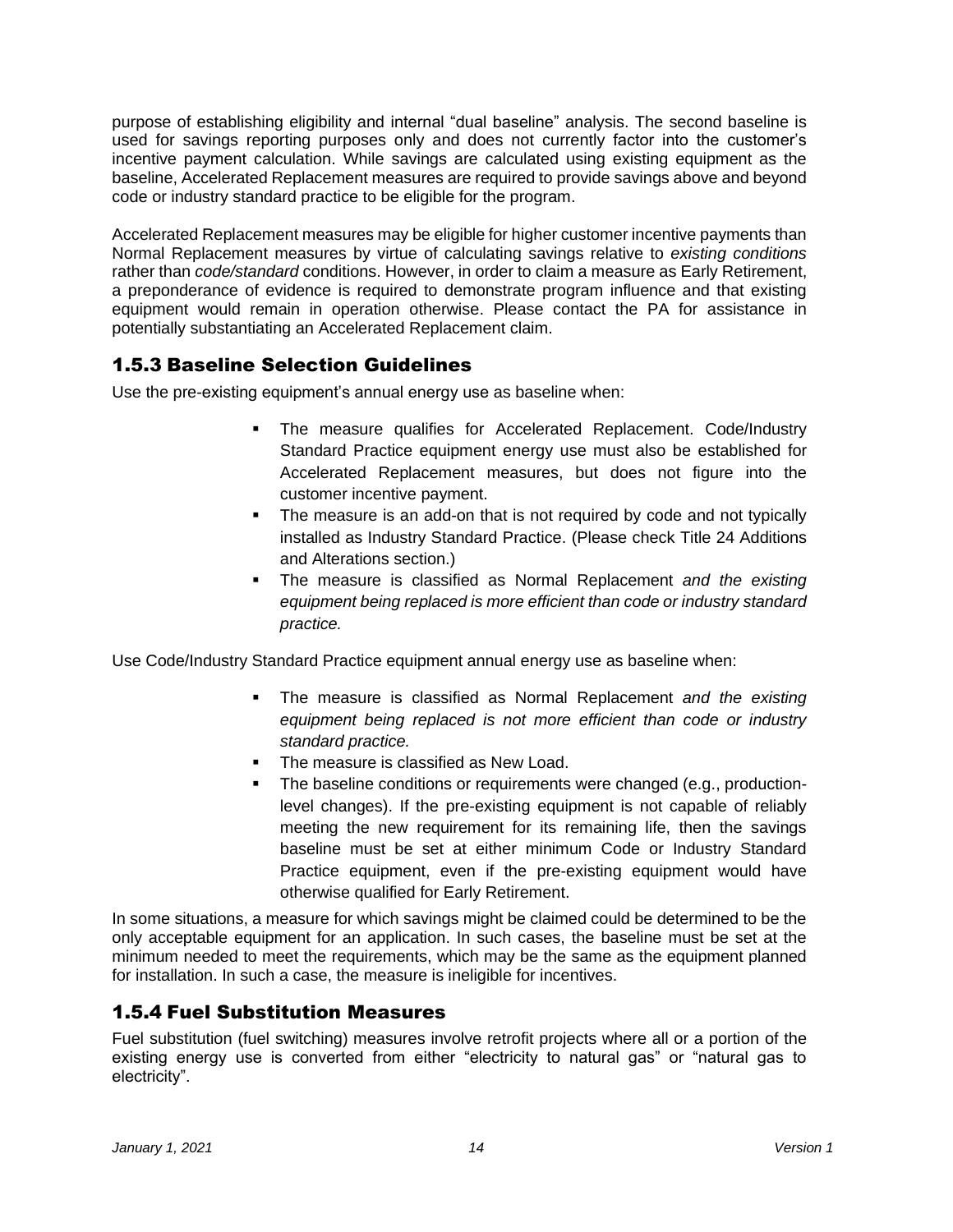purpose of establishing eligibility and internal "dual baseline" analysis. The second baseline is used for savings reporting purposes only and does not currently factor into the customer's incentive payment calculation. While savings are calculated using existing equipment as the baseline, Accelerated Replacement measures are required to provide savings above and beyond code or industry standard practice to be eligible for the program.

Accelerated Replacement measures may be eligible for higher customer incentive payments than Normal Replacement measures by virtue of calculating savings relative to *existing conditions* rather than *code/standard* conditions. However, in order to claim a measure as Early Retirement, a preponderance of evidence is required to demonstrate program influence and that existing equipment would remain in operation otherwise. Please contact the PA for assistance in potentially substantiating an Accelerated Replacement claim.

## 1.5.3 Baseline Selection Guidelines

Use the pre-existing equipment's annual energy use as baseline when:

- The measure qualifies for Accelerated Replacement. Code/Industry Standard Practice equipment energy use must also be established for Accelerated Replacement measures, but does not figure into the customer incentive payment.
- The measure is an add-on that is not required by code and not typically installed as Industry Standard Practice. (Please check Title 24 Additions and Alterations section.)
- The measure is classified as Normal Replacement *and the existing equipment being replaced is more efficient than code or industry standard practice.*

Use Code/Industry Standard Practice equipment annual energy use as baseline when:

- The measure is classified as Normal Replacement *and the existing equipment being replaced is not more efficient than code or industry standard practice.*
- The measure is classified as New Load.
- The baseline conditions or requirements were changed (e.g., production-level changes). If the pre-existing equipment is not capable of reliably meeting the new requirement for its remaining life, then the savings baseline must be set at either minimum Code or Industry Standard Practice equipment, even if the pre-existing equipment would have otherwise qualified for Early Retirement.

In some situations, a measure for which savings might be claimed could be determined to be the only acceptable equipment for an application. In such cases, the baseline must be set at the minimum needed to meet the requirements, which may be the same as the equipment planned for installation. In such a case, the measure is ineligible for incentives.

## 1.5.4 Fuel Substitution Measures

Fuel substitution (fuel switching) measures involve retrofit projects where all or a portion of the existing energy use is converted from either "electricity to natural gas" or "natural gas to electricity".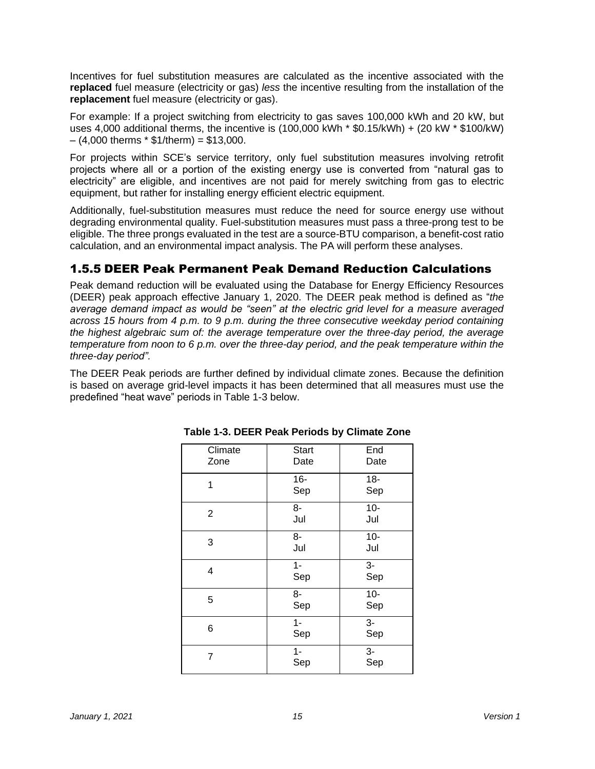Incentives for fuel substitution measures are calculated as the incentive associated with the **replaced** fuel measure (electricity or gas) *less* the incentive resulting from the installation of the **replacement** fuel measure (electricity or gas).

For example: If a project switching from electricity to gas saves 100,000 kWh and 20 kW, but uses 4,000 additional therms, the incentive is (100,000 kWh * $0.15/kWh) + (20 kW * $100/kW) – (4,000 therms * $1/therm) = $13,000.

For projects within SCE's service territory, only fuel substitution measures involving retrofit projects where all or a portion of the existing energy use is converted from "natural gas to electricity" are eligible, and incentives are not paid for merely switching from gas to electric equipment, but rather for installing energy efficient electric equipment.

Additionally, fuel-substitution measures must reduce the need for source energy use without degrading environmental quality. Fuel-substitution measures must pass a three-prong test to be eligible. The three prongs evaluated in the test are a source-BTU comparison, a benefit-cost ratio calculation, and an environmental impact analysis. The PA will perform these analyses.

### 1.5.5 DEER Peak Permanent Peak Demand Reduction Calculations

Peak demand reduction will be evaluated using the Database for Energy Efficiency Resources (DEER) peak approach effective January 1, 2020. The DEER peak method is defined as "*the average demand impact as would be "seen" at the electric grid level for a measure averaged across 15 hours from 4 p.m. to 9 p.m. during the three consecutive weekday period containing the highest algebraic sum of: the average temperature over the three-day period, the average temperature from noon to 6 p.m. over the three-day period, and the peak temperature within the three-day period"*.

The DEER Peak periods are further defined by individual climate zones. Because the definition is based on average grid-level impacts it has been determined that all measures must use the predefined "heat wave" periods in Table 1-3 below.

**Table 1-3. DEER Peak Periods by Climate Zone**

| Climate Zone | Start Date | End Date |
|---|---|---|
| 1 | 16-Sep | 18-Sep |
| 2 | 8-Jul | 10-Jul |
| 3 | 8-Jul | 10-Jul |
| 4 | 1-Sep | 3-Sep |
| 5 | 8-Sep | 10-Sep |
| 6 | 1-Sep | 3-Sep |
| 7 | 1-Sep | 3-Sep |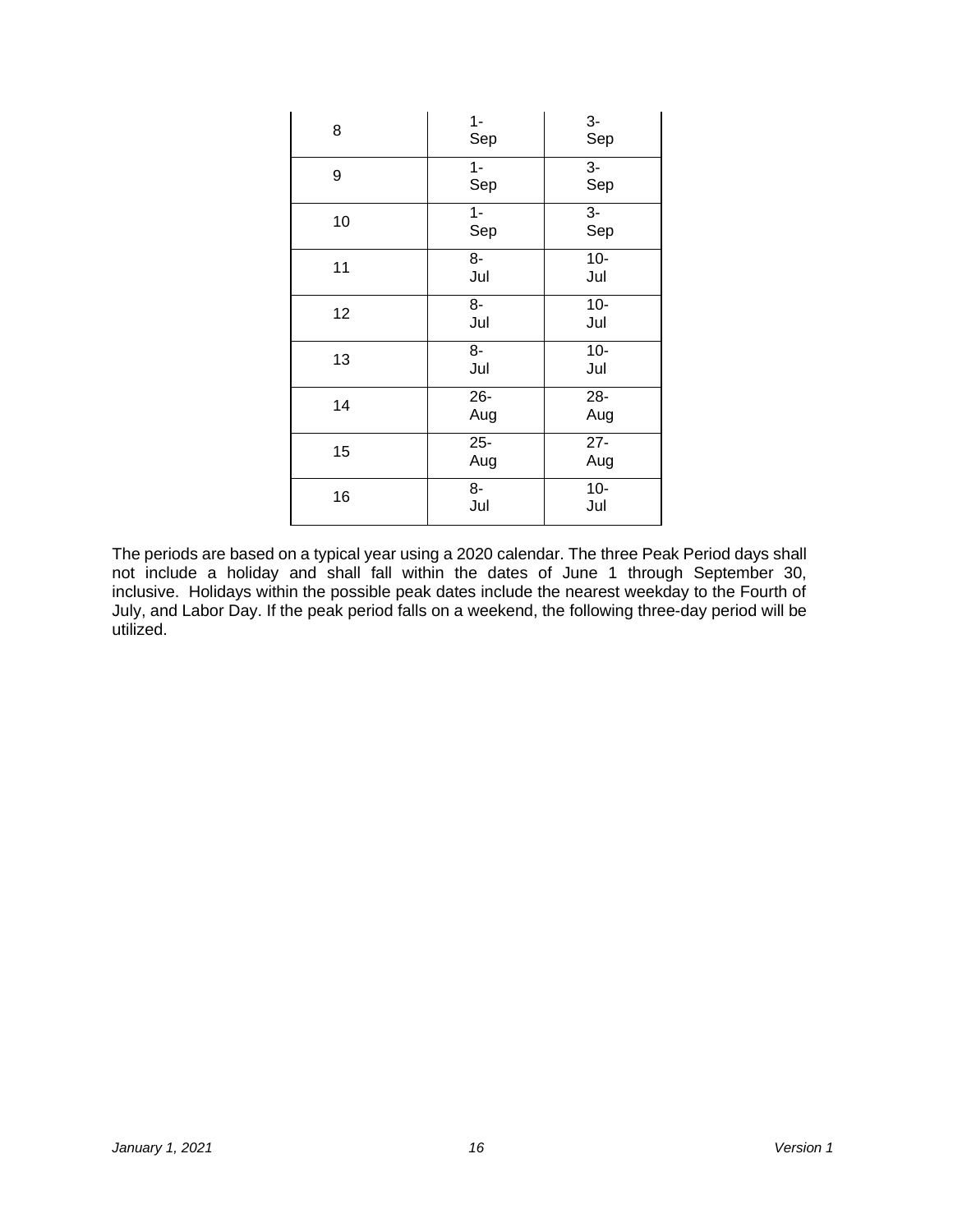| | | |
|---|---|---|
| 8 | 1-Sep | 3-Sep |
| 9 | 1-Sep | 3-Sep |
| 10 | 1-Sep | 3-Sep |
| 11 | 8-Jul | 10-Jul |
| 12 | 8-Jul | 10-Jul |
| 13 | 8-Jul | 10-Jul |
| 14 | 26-Aug | 28-Aug |
| 15 | 25-Aug | 27-Aug |
| 16 | 8-Jul | 10-Jul |

The periods are based on a typical year using a 2020 calendar. The three Peak Period days shall not include a holiday and shall fall within the dates of June 1 through September 30, inclusive. Holidays within the possible peak dates include the nearest weekday to the Fourth of July, and Labor Day. If the peak period falls on a weekend, the following three-day period will be utilized.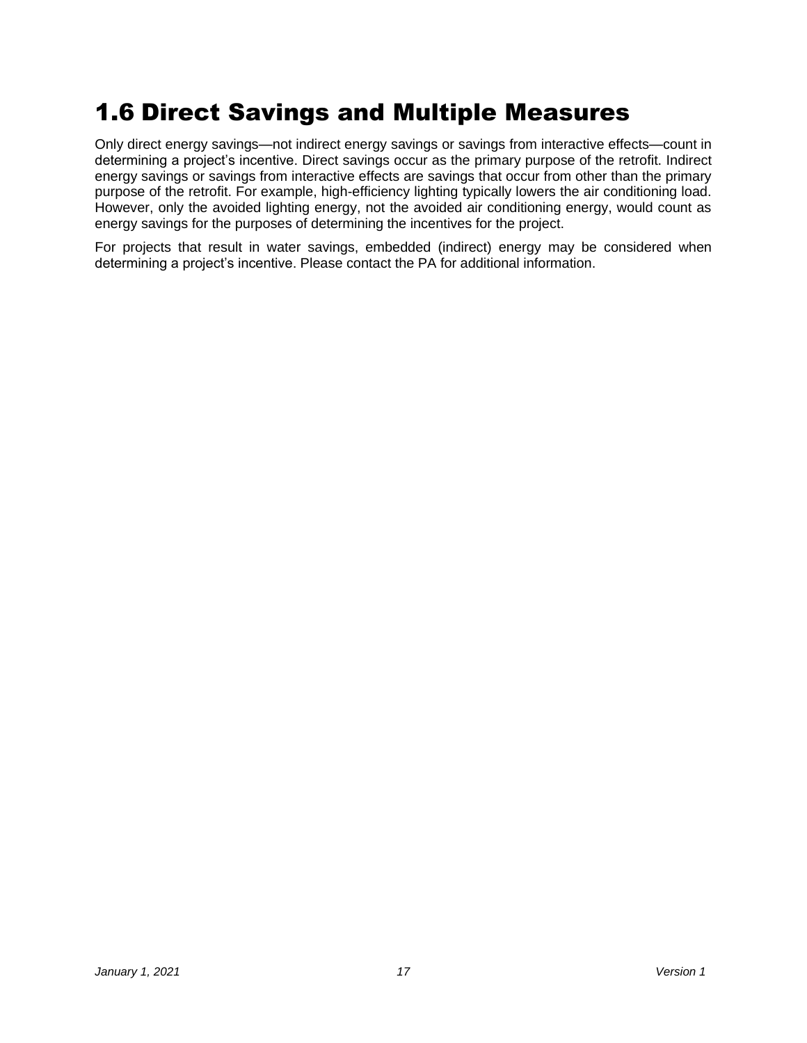# 1.6 Direct Savings and Multiple Measures

Only direct energy savings—not indirect energy savings or savings from interactive effects—count in determining a project's incentive. Direct savings occur as the primary purpose of the retrofit. Indirect energy savings or savings from interactive effects are savings that occur from other than the primary purpose of the retrofit. For example, high-efficiency lighting typically lowers the air conditioning load. However, only the avoided lighting energy, not the avoided air conditioning energy, would count as energy savings for the purposes of determining the incentives for the project.

For projects that result in water savings, embedded (indirect) energy may be considered when determining a project's incentive. Please contact the PA for additional information.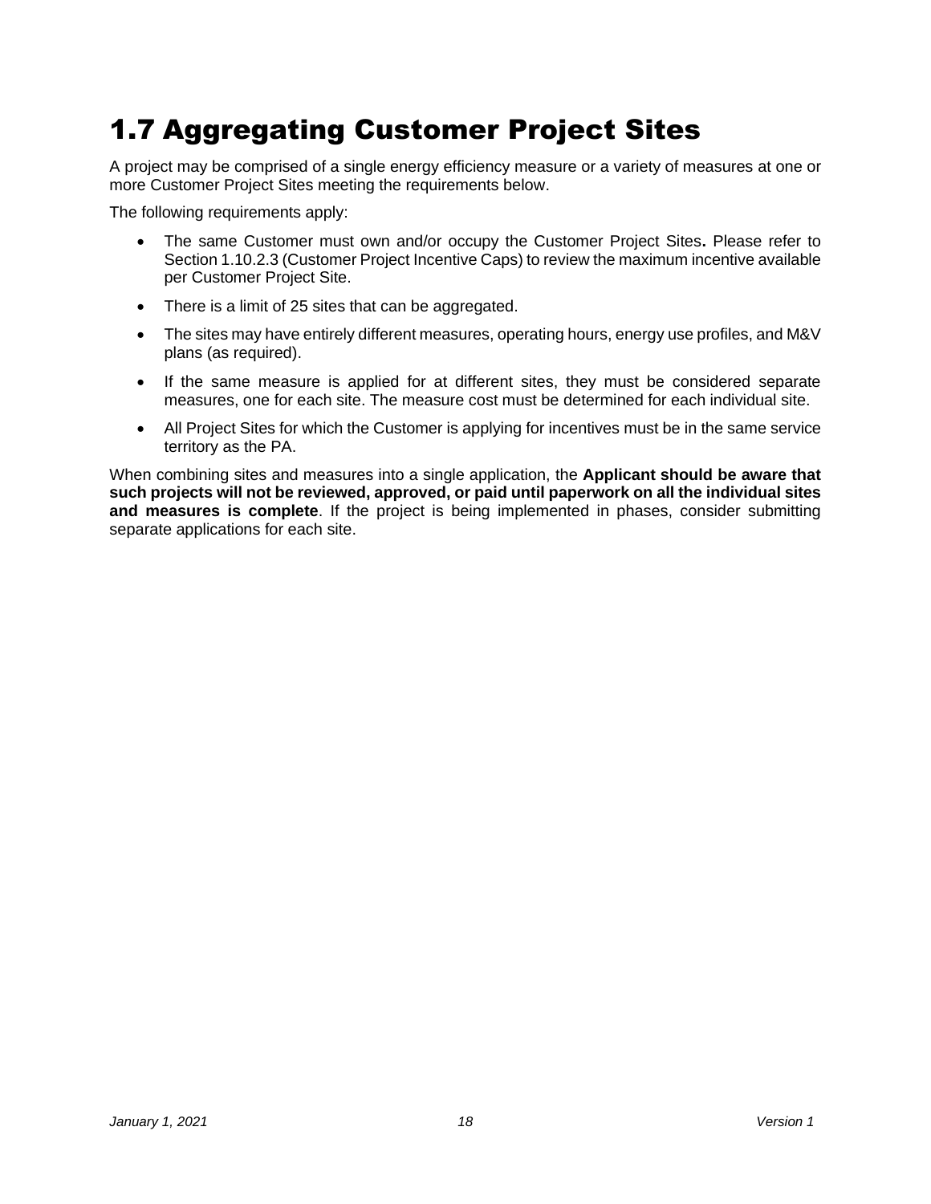# 1.7 Aggregating Customer Project Sites

A project may be comprised of a single energy efficiency measure or a variety of measures at one or more Customer Project Sites meeting the requirements below.

The following requirements apply:

- The same Customer must own and/or occupy the Customer Project Sites**.** Please refer to Section 1.10.2.3 (Customer Project Incentive Caps) to review the maximum incentive available per Customer Project Site.
- There is a limit of 25 sites that can be aggregated.
- The sites may have entirely different measures, operating hours, energy use profiles, and M&V plans (as required).
- If the same measure is applied for at different sites, they must be considered separate measures, one for each site. The measure cost must be determined for each individual site.
- All Project Sites for which the Customer is applying for incentives must be in the same service territory as the PA.

When combining sites and measures into a single application, the **Applicant should be aware that such projects will not be reviewed, approved, or paid until paperwork on all the individual sites and measures is complete**. If the project is being implemented in phases, consider submitting separate applications for each site.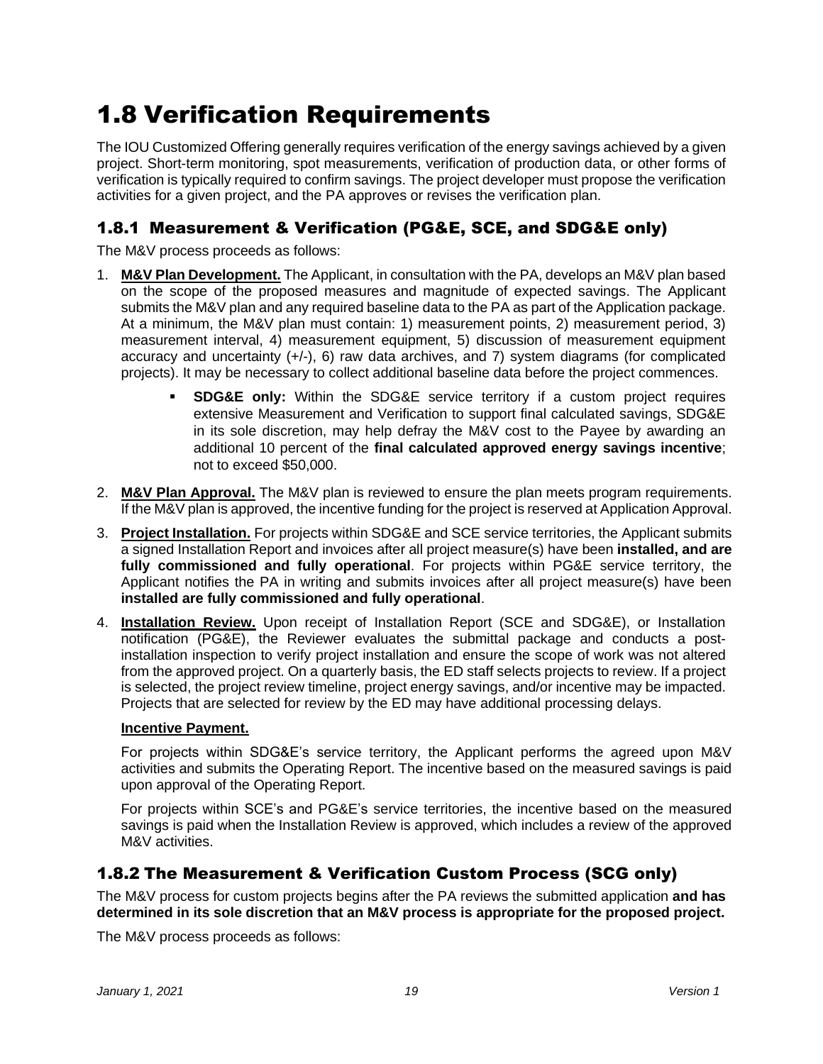# 1.8 Verification Requirements

The IOU Customized Offering generally requires verification of the energy savings achieved by a given project. Short-term monitoring, spot measurements, verification of production data, or other forms of verification is typically required to confirm savings. The project developer must propose the verification activities for a given project, and the PA approves or revises the verification plan.

## 1.8.1 Measurement & Verification (PG&E, SCE, and SDG&E only)

The M&V process proceeds as follows:

1. **M&V Plan Development.** The Applicant, in consultation with the PA, develops an M&V plan based on the scope of the proposed measures and magnitude of expected savings. The Applicant submits the M&V plan and any required baseline data to the PA as part of the Application package. At a minimum, the M&V plan must contain: 1) measurement points, 2) measurement period, 3) measurement interval, 4) measurement equipment, 5) discussion of measurement equipment accuracy and uncertainty (+/-), 6) raw data archives, and 7) system diagrams (for complicated projects). It may be necessary to collect additional baseline data before the project commences.
   - **SDG&E only:** Within the SDG&E service territory if a custom project requires extensive Measurement and Verification to support final calculated savings, SDG&E in its sole discretion, may help defray the M&V cost to the Payee by awarding an additional 10 percent of the **final calculated approved energy savings incentive**; not to exceed $50,000.
2. **M&V Plan Approval.** The M&V plan is reviewed to ensure the plan meets program requirements. If the M&V plan is approved, the incentive funding for the project is reserved at Application Approval.
3. **Project Installation.** For projects within SDG&E and SCE service territories, the Applicant submits a signed Installation Report and invoices after all project measure(s) have been **installed, and are fully commissioned and fully operational**. For projects within PG&E service territory, the Applicant notifies the PA in writing and submits invoices after all project measure(s) have been **installed are fully commissioned and fully operational**.
4. **Installation Review.** Upon receipt of Installation Report (SCE and SDG&E), or Installation notification (PG&E), the Reviewer evaluates the submittal package and conducts a post-installation inspection to verify project installation and ensure the scope of work was not altered from the approved project. On a quarterly basis, the ED staff selects projects to review. If a project is selected, the project review timeline, project energy savings, and/or incentive may be impacted. Projects that are selected for review by the ED may have additional processing delays.

   **Incentive Payment.**

   For projects within SDG&E's service territory, the Applicant performs the agreed upon M&V activities and submits the Operating Report. The incentive based on the measured savings is paid upon approval of the Operating Report.

   For projects within SCE's and PG&E's service territories, the incentive based on the measured savings is paid when the Installation Review is approved, which includes a review of the approved M&V activities.

## 1.8.2 The Measurement & Verification Custom Process (SCG only)

The M&V process for custom projects begins after the PA reviews the submitted application **and has determined in its sole discretion that an M&V process is appropriate for the proposed project.**

The M&V process proceeds as follows: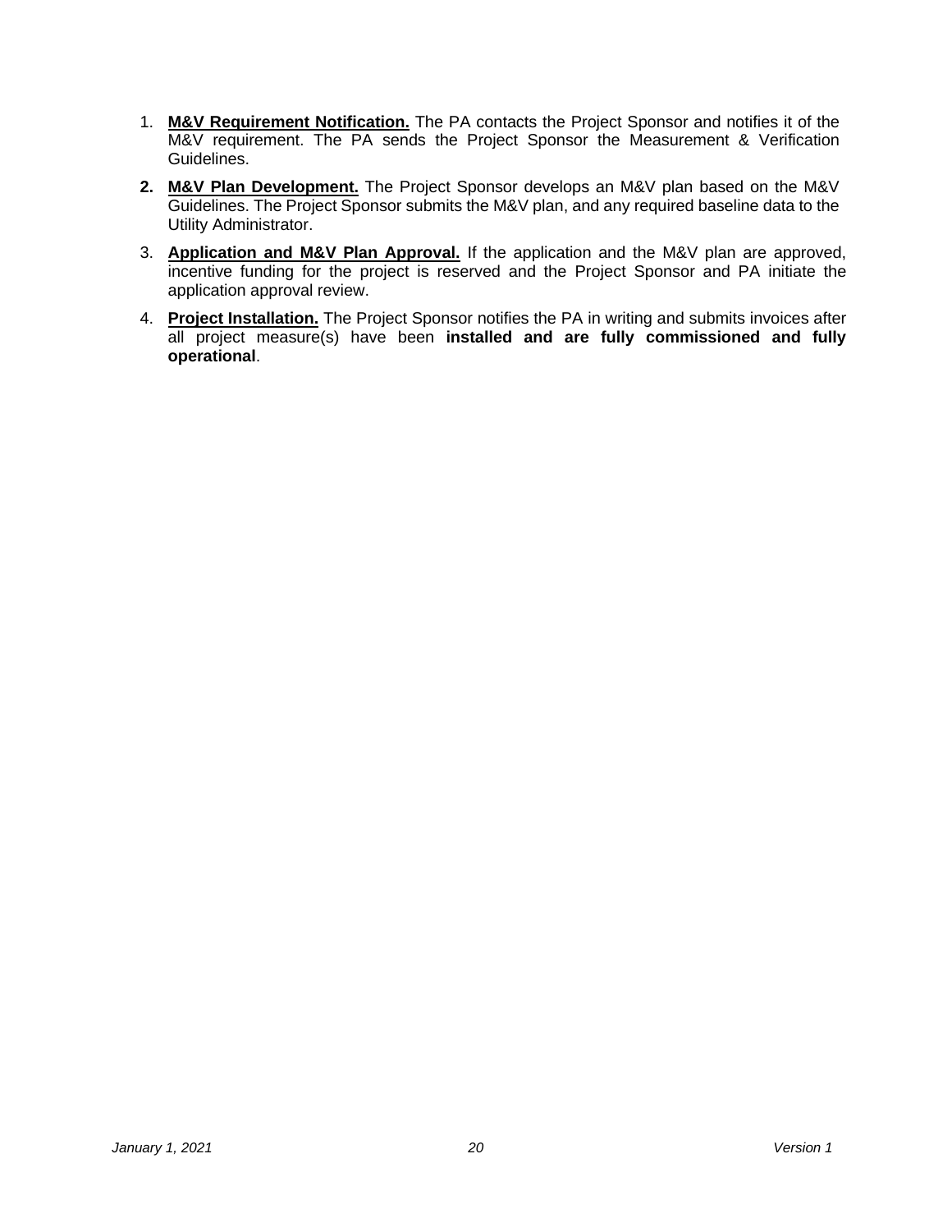1. **M&V Requirement Notification.** The PA contacts the Project Sponsor and notifies it of the M&V requirement. The PA sends the Project Sponsor the Measurement & Verification Guidelines.
2. **M&V Plan Development.** The Project Sponsor develops an M&V plan based on the M&V Guidelines. The Project Sponsor submits the M&V plan, and any required baseline data to the Utility Administrator.
3. **Application and M&V Plan Approval.** If the application and the M&V plan are approved, incentive funding for the project is reserved and the Project Sponsor and PA initiate the application approval review.
4. **Project Installation.** The Project Sponsor notifies the PA in writing and submits invoices after all project measure(s) have been **installed and are fully commissioned and fully operational**.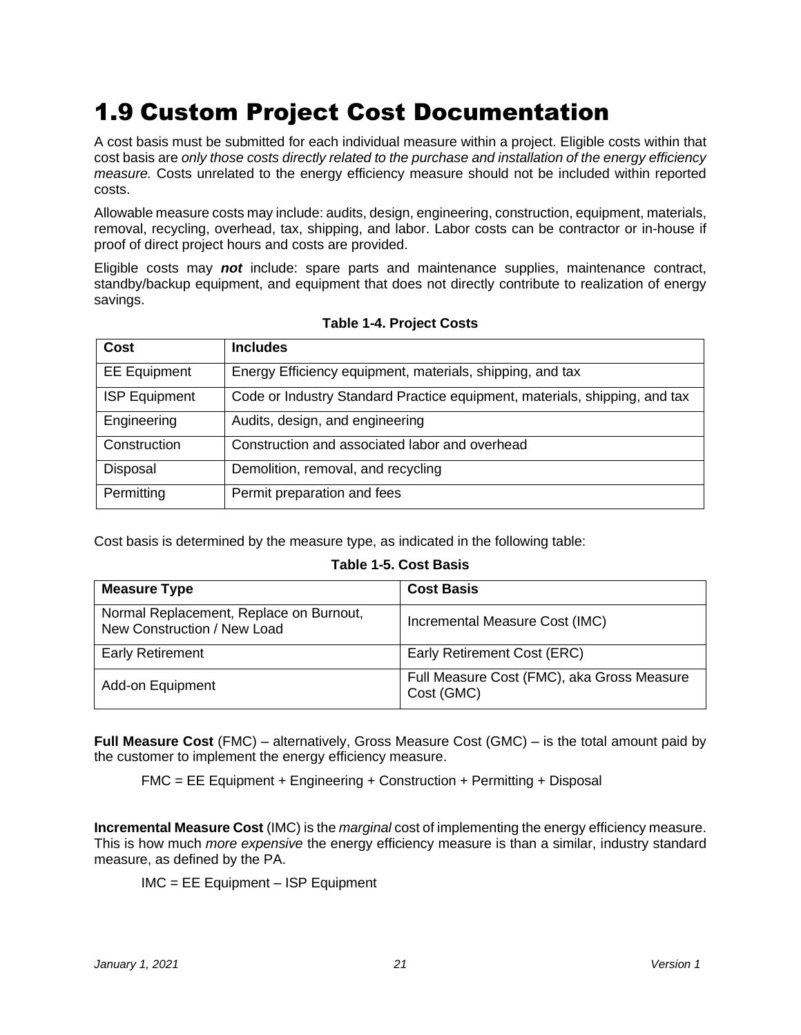# 1.9 Custom Project Cost Documentation

A cost basis must be submitted for each individual measure within a project. Eligible costs within that cost basis are *only those costs directly related to the purchase and installation of the energy efficiency measure.* Costs unrelated to the energy efficiency measure should not be included within reported costs.

Allowable measure costs may include: audits, design, engineering, construction, equipment, materials, removal, recycling, overhead, tax, shipping, and labor. Labor costs can be contractor or in-house if proof of direct project hours and costs are provided.

Eligible costs may ***not*** include: spare parts and maintenance supplies, maintenance contract, standby/backup equipment, and equipment that does not directly contribute to realization of energy savings.

**Table 1-4. Project Costs**

| Cost | Includes |
|---|---|
| EE Equipment | Energy Efficiency equipment, materials, shipping, and tax |
| ISP Equipment | Code or Industry Standard Practice equipment, materials, shipping, and tax |
| Engineering | Audits, design, and engineering |
| Construction | Construction and associated labor and overhead |
| Disposal | Demolition, removal, and recycling |
| Permitting | Permit preparation and fees |

Cost basis is determined by the measure type, as indicated in the following table:

**Table 1-5. Cost Basis**

| Measure Type | Cost Basis |
|---|---|
| Normal Replacement, Replace on Burnout, New Construction / New Load | Incremental Measure Cost (IMC) |
| Early Retirement | Early Retirement Cost (ERC) |
| Add-on Equipment | Full Measure Cost (FMC), aka Gross Measure Cost (GMC) |

**Full Measure Cost** (FMC) – alternatively, Gross Measure Cost (GMC) – is the total amount paid by the customer to implement the energy efficiency measure.

FMC = EE Equipment + Engineering + Construction + Permitting + Disposal

**Incremental Measure Cost** (IMC) is the *marginal* cost of implementing the energy efficiency measure. This is how much *more expensive* the energy efficiency measure is than a similar, industry standard measure, as defined by the PA.

IMC = EE Equipment – ISP Equipment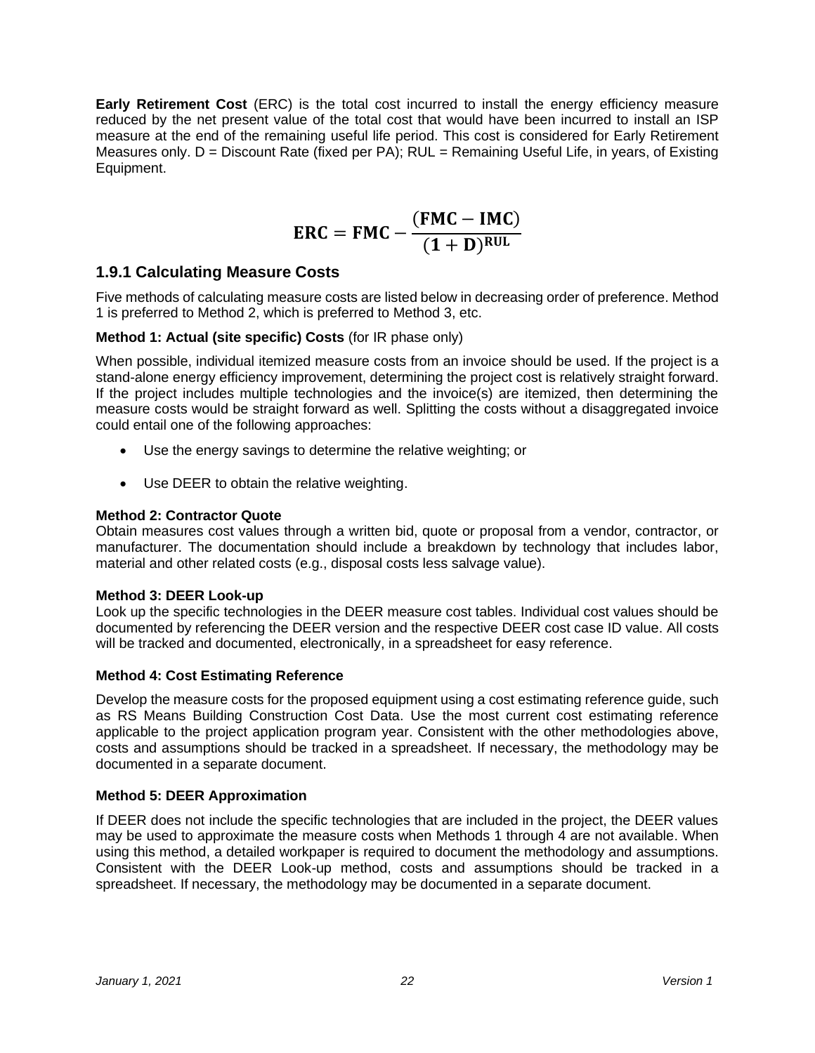**Early Retirement Cost** (ERC) is the total cost incurred to install the energy efficiency measure reduced by the net present value of the total cost that would have been incurred to install an ISP measure at the end of the remaining useful life period. This cost is considered for Early Retirement Measures only. D = Discount Rate (fixed per PA); RUL = Remaining Useful Life, in years, of Existing Equipment.

$$\mathbf{ERC} = \mathbf{FMC} - \frac{(\mathbf{FMC} - \mathbf{IMC})}{(\mathbf{1} + \mathbf{D})^{\mathbf{RUL}}}$$

## 1.9.1 Calculating Measure Costs

Five methods of calculating measure costs are listed below in decreasing order of preference. Method 1 is preferred to Method 2, which is preferred to Method 3, etc.

**Method 1: Actual (site specific) Costs** (for IR phase only)

When possible, individual itemized measure costs from an invoice should be used. If the project is a stand-alone energy efficiency improvement, determining the project cost is relatively straight forward. If the project includes multiple technologies and the invoice(s) are itemized, then determining the measure costs would be straight forward as well. Splitting the costs without a disaggregated invoice could entail one of the following approaches:

- Use the energy savings to determine the relative weighting; or
- Use DEER to obtain the relative weighting.

**Method 2: Contractor Quote**
Obtain measures cost values through a written bid, quote or proposal from a vendor, contractor, or manufacturer. The documentation should include a breakdown by technology that includes labor, material and other related costs (e.g., disposal costs less salvage value).

**Method 3: DEER Look-up**
Look up the specific technologies in the DEER measure cost tables. Individual cost values should be documented by referencing the DEER version and the respective DEER cost case ID value. All costs will be tracked and documented, electronically, in a spreadsheet for easy reference.

**Method 4: Cost Estimating Reference**

Develop the measure costs for the proposed equipment using a cost estimating reference guide, such as RS Means Building Construction Cost Data. Use the most current cost estimating reference applicable to the project application program year. Consistent with the other methodologies above, costs and assumptions should be tracked in a spreadsheet. If necessary, the methodology may be documented in a separate document.

**Method 5: DEER Approximation**

If DEER does not include the specific technologies that are included in the project, the DEER values may be used to approximate the measure costs when Methods 1 through 4 are not available. When using this method, a detailed workpaper is required to document the methodology and assumptions. Consistent with the DEER Look-up method, costs and assumptions should be tracked in a spreadsheet. If necessary, the methodology may be documented in a separate document.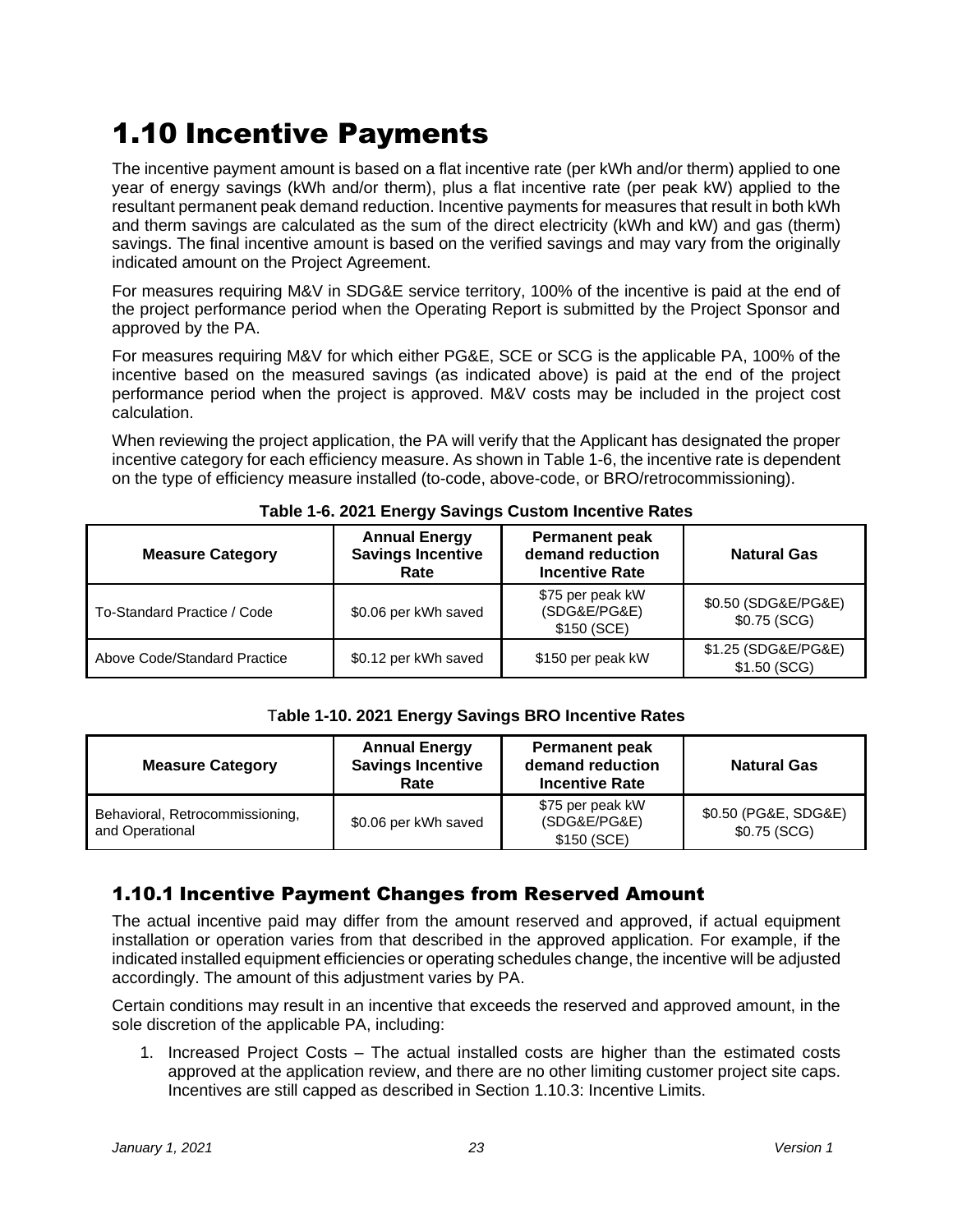# 1.10 Incentive Payments

The incentive payment amount is based on a flat incentive rate (per kWh and/or therm) applied to one year of energy savings (kWh and/or therm), plus a flat incentive rate (per peak kW) applied to the resultant permanent peak demand reduction. Incentive payments for measures that result in both kWh and therm savings are calculated as the sum of the direct electricity (kWh and kW) and gas (therm) savings. The final incentive amount is based on the verified savings and may vary from the originally indicated amount on the Project Agreement.

For measures requiring M&V in SDG&E service territory, 100% of the incentive is paid at the end of the project performance period when the Operating Report is submitted by the Project Sponsor and approved by the PA.

For measures requiring M&V for which either PG&E, SCE or SCG is the applicable PA, 100% of the incentive based on the measured savings (as indicated above) is paid at the end of the project performance period when the project is approved. M&V costs may be included in the project cost calculation.

When reviewing the project application, the PA will verify that the Applicant has designated the proper incentive category for each efficiency measure. As shown in Table 1-6, the incentive rate is dependent on the type of efficiency measure installed (to-code, above-code, or BRO/retrocommissioning).

**Table 1-6. 2021 Energy Savings Custom Incentive Rates**

| Measure Category | Annual Energy Savings Incentive Rate | Permanent peak demand reduction Incentive Rate | Natural Gas |
|---|---|---|---|
| To-Standard Practice / Code | $0.06 per kWh saved | $75 per peak kW (SDG&E/PG&E) $150 (SCE) | $0.50 (SDG&E/PG&E) $0.75 (SCG) |
| Above Code/Standard Practice | $0.12 per kWh saved | $150 per peak kW | $1.25 (SDG&E/PG&E) $1.50 (SCG) |

**Table 1-10. 2021 Energy Savings BRO Incentive Rates**

| Measure Category | Annual Energy Savings Incentive Rate | Permanent peak demand reduction Incentive Rate | Natural Gas |
|---|---|---|---|
| Behavioral, Retrocommissioning, and Operational | $0.06 per kWh saved | $75 per peak kW (SDG&E/PG&E) $150 (SCE) | $0.50 (PG&E, SDG&E) $0.75 (SCG) |

## 1.10.1 Incentive Payment Changes from Reserved Amount

The actual incentive paid may differ from the amount reserved and approved, if actual equipment installation or operation varies from that described in the approved application. For example, if the indicated installed equipment efficiencies or operating schedules change, the incentive will be adjusted accordingly. The amount of this adjustment varies by PA.

Certain conditions may result in an incentive that exceeds the reserved and approved amount, in the sole discretion of the applicable PA, including:

1. Increased Project Costs – The actual installed costs are higher than the estimated costs approved at the application review, and there are no other limiting customer project site caps. Incentives are still capped as described in Section 1.10.3: Incentive Limits.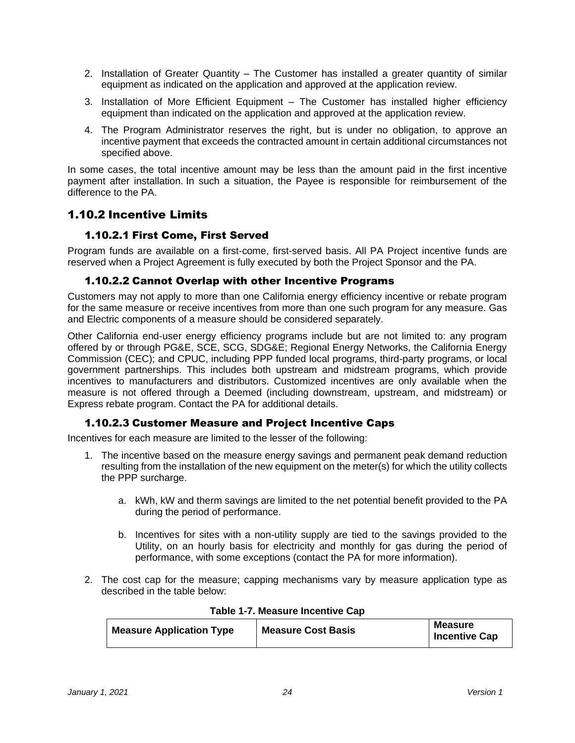2. Installation of Greater Quantity – The Customer has installed a greater quantity of similar equipment as indicated on the application and approved at the application review.
3. Installation of More Efficient Equipment – The Customer has installed higher efficiency equipment than indicated on the application and approved at the application review.
4. The Program Administrator reserves the right, but is under no obligation, to approve an incentive payment that exceeds the contracted amount in certain additional circumstances not specified above.

In some cases, the total incentive amount may be less than the amount paid in the first incentive payment after installation. In such a situation, the Payee is responsible for reimbursement of the difference to the PA.

## 1.10.2 Incentive Limits

### 1.10.2.1 First Come, First Served

Program funds are available on a first-come, first-served basis. All PA Project incentive funds are reserved when a Project Agreement is fully executed by both the Project Sponsor and the PA.

### 1.10.2.2 Cannot Overlap with other Incentive Programs

Customers may not apply to more than one California energy efficiency incentive or rebate program for the same measure or receive incentives from more than one such program for any measure. Gas and Electric components of a measure should be considered separately.

Other California end-user energy efficiency programs include but are not limited to: any program offered by or through PG&E, SCE, SCG, SDG&E; Regional Energy Networks, the California Energy Commission (CEC); and CPUC, including PPP funded local programs, third-party programs, or local government partnerships. This includes both upstream and midstream programs, which provide incentives to manufacturers and distributors. Customized incentives are only available when the measure is not offered through a Deemed (including downstream, upstream, and midstream) or Express rebate program. Contact the PA for additional details.

### 1.10.2.3 Customer Measure and Project Incentive Caps

Incentives for each measure are limited to the lesser of the following:

1. The incentive based on the measure energy savings and permanent peak demand reduction resulting from the installation of the new equipment on the meter(s) for which the utility collects the PPP surcharge.

    a. kWh, kW and therm savings are limited to the net potential benefit provided to the PA during the period of performance.

    b. Incentives for sites with a non-utility supply are tied to the savings provided to the Utility, on an hourly basis for electricity and monthly for gas during the period of performance, with some exceptions (contact the PA for more information).

2. The cost cap for the measure; capping mechanisms vary by measure application type as described in the table below:

**Table 1-7. Measure Incentive Cap**

| Measure Application Type | Measure Cost Basis | Measure Incentive Cap |
|---|---|---|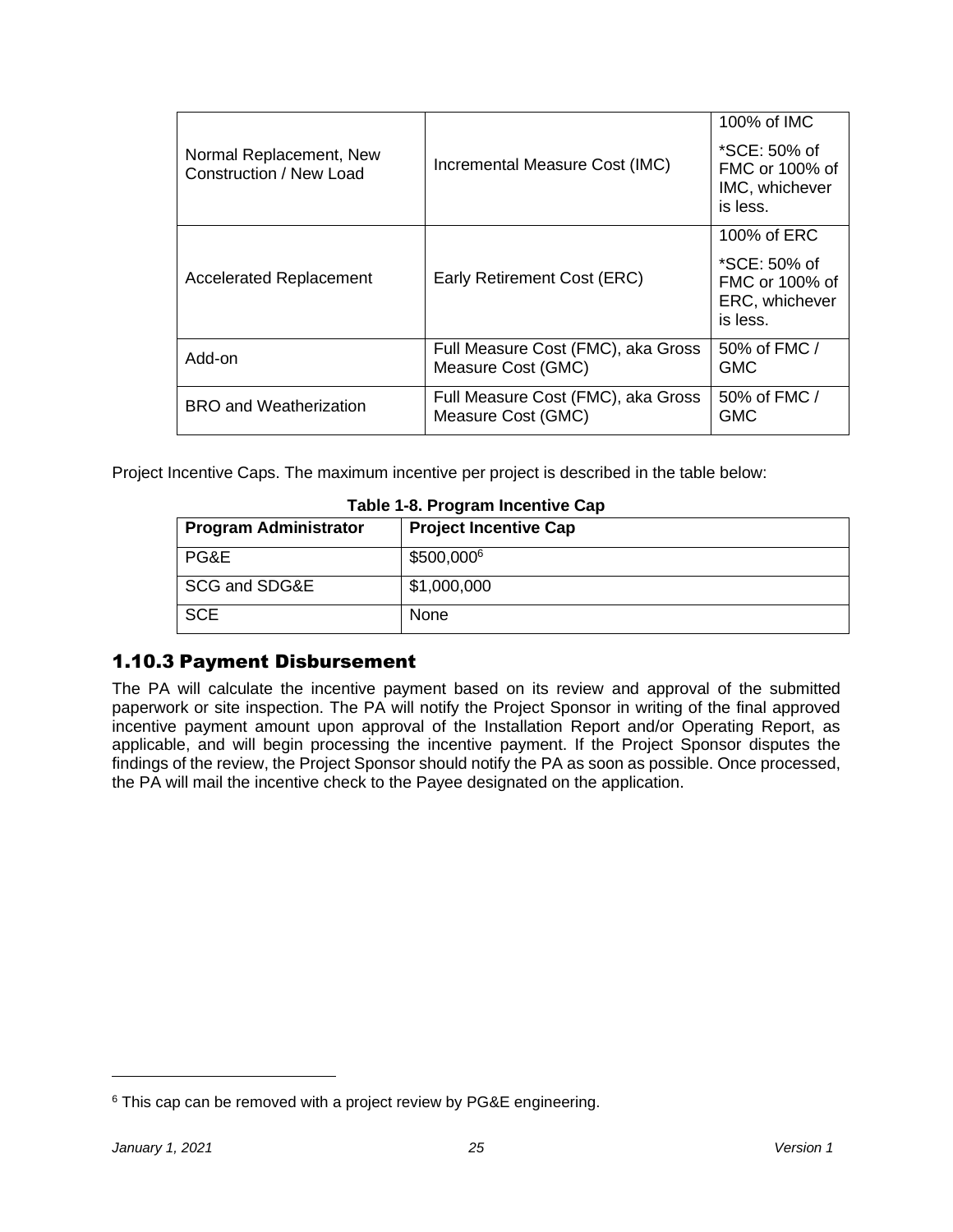| | | |
|---|---|---|
| Normal Replacement, New Construction / New Load | Incremental Measure Cost (IMC) | 100% of IMC<br><br>*SCE: 50% of FMC or 100% of IMC, whichever is less. |
| Accelerated Replacement | Early Retirement Cost (ERC) | 100% of ERC<br><br>*SCE: 50% of FMC or 100% of ERC, whichever is less. |
| Add-on | Full Measure Cost (FMC), aka Gross Measure Cost (GMC) | 50% of FMC / GMC |
| BRO and Weatherization | Full Measure Cost (FMC), aka Gross Measure Cost (GMC) | 50% of FMC / GMC |

Project Incentive Caps. The maximum incentive per project is described in the table below:

**Table 1-8. Program Incentive Cap**

| Program Administrator | Project Incentive Cap |
|---|---|
| PG&E | $500,000[6] |
| SCG and SDG&E | $1,000,000 |
| SCE | None |

## 1.10.3 Payment Disbursement

The PA will calculate the incentive payment based on its review and approval of the submitted paperwork or site inspection. The PA will notify the Project Sponsor in writing of the final approved incentive payment amount upon approval of the Installation Report and/or Operating Report, as applicable, and will begin processing the incentive payment. If the Project Sponsor disputes the findings of the review, the Project Sponsor should notify the PA as soon as possible. Once processed, the PA will mail the incentive check to the Payee designated on the application.

[6] This cap can be removed with a project review by PG&E engineering.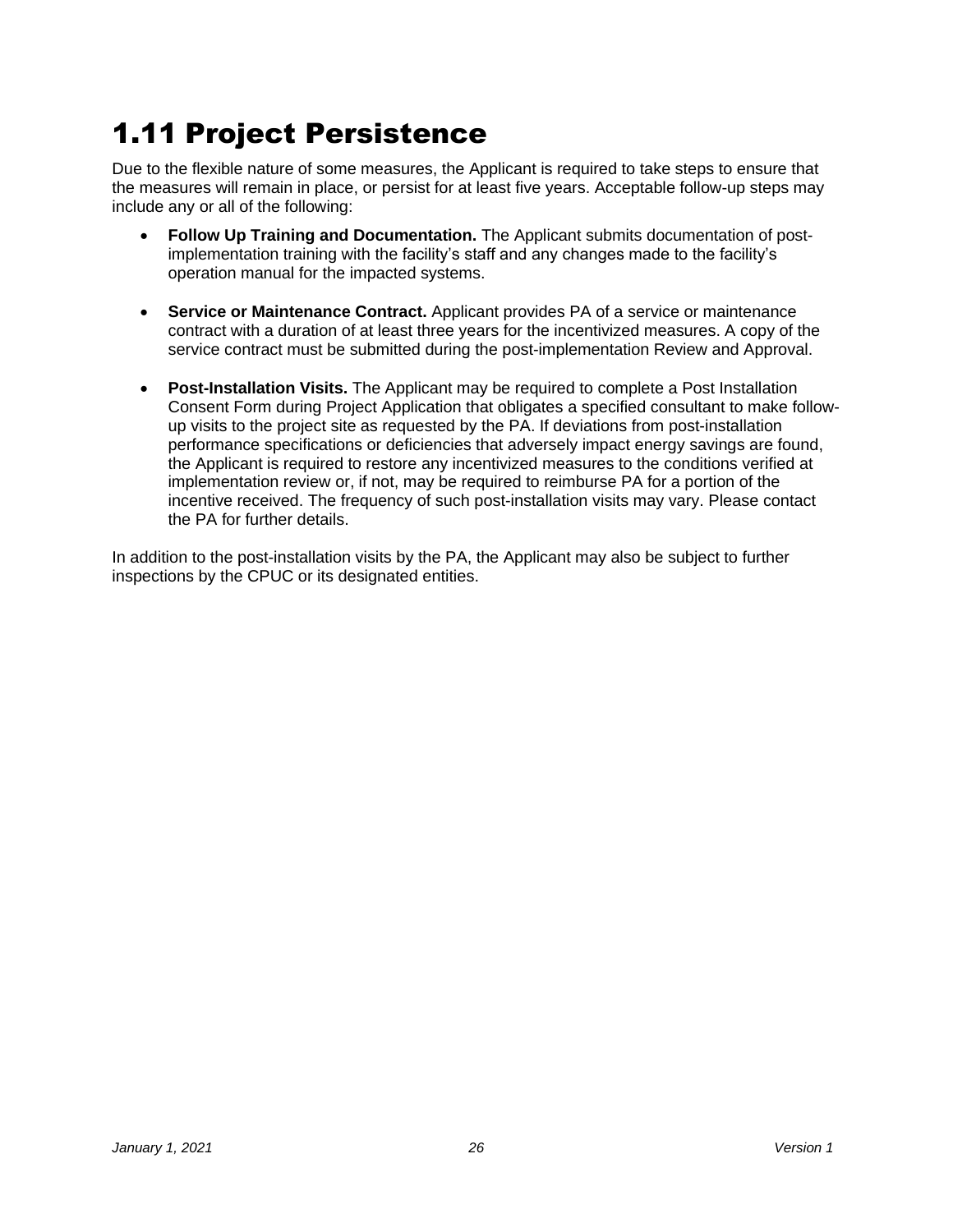# 1.11 Project Persistence

Due to the flexible nature of some measures, the Applicant is required to take steps to ensure that the measures will remain in place, or persist for at least five years. Acceptable follow-up steps may include any or all of the following:

- **Follow Up Training and Documentation.** The Applicant submits documentation of post-implementation training with the facility's staff and any changes made to the facility's operation manual for the impacted systems.

- **Service or Maintenance Contract.** Applicant provides PA of a service or maintenance contract with a duration of at least three years for the incentivized measures. A copy of the service contract must be submitted during the post-implementation Review and Approval.

- **Post-Installation Visits.** The Applicant may be required to complete a Post Installation Consent Form during Project Application that obligates a specified consultant to make follow-up visits to the project site as requested by the PA. If deviations from post-installation performance specifications or deficiencies that adversely impact energy savings are found, the Applicant is required to restore any incentivized measures to the conditions verified at implementation review or, if not, may be required to reimburse PA for a portion of the incentive received. The frequency of such post-installation visits may vary. Please contact the PA for further details.

In addition to the post-installation visits by the PA, the Applicant may also be subject to further inspections by the CPUC or its designated entities.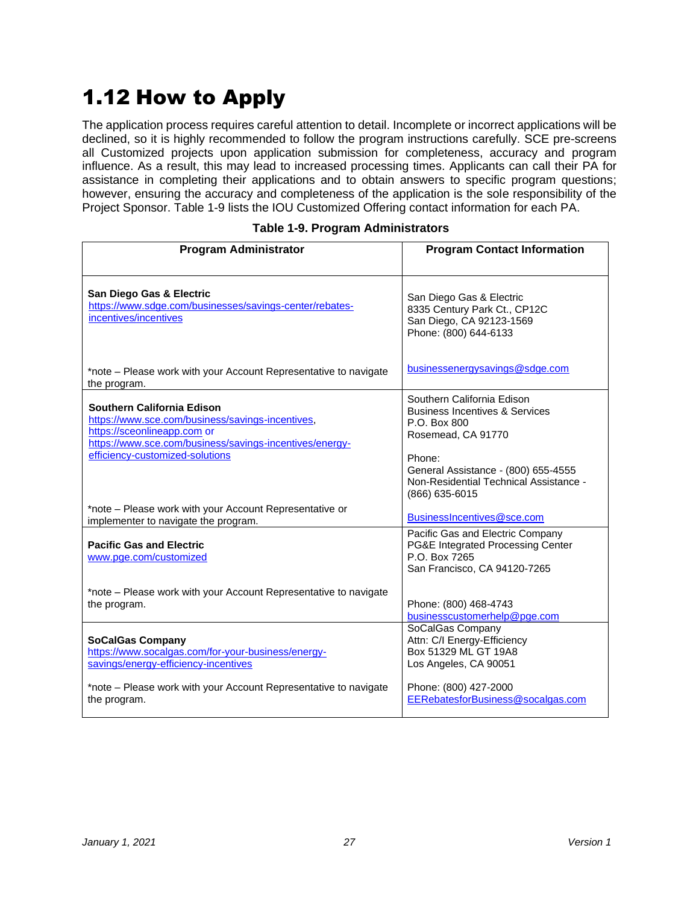# 1.12 How to Apply

The application process requires careful attention to detail. Incomplete or incorrect applications will be declined, so it is highly recommended to follow the program instructions carefully. SCE pre-screens all Customized projects upon application submission for completeness, accuracy and program influence. As a result, this may lead to increased processing times. Applicants can call their PA for assistance in completing their applications and to obtain answers to specific program questions; however, ensuring the accuracy and completeness of the application is the sole responsibility of the Project Sponsor. Table 1-9 lists the IOU Customized Offering contact information for each PA.

**Table 1-9. Program Administrators**

| Program Administrator | Program Contact Information |
|---|---|
| **San Diego Gas & Electric**<br>https://www.sdge.com/businesses/savings-center/rebates-incentives/incentives<br><br>*note – Please work with your Account Representative to navigate the program. | San Diego Gas & Electric<br>8335 Century Park Ct., CP12C<br>San Diego, CA 92123-1569<br>Phone: (800) 644-6133<br><br>businessenergysavings@sdge.com |
| **Southern California Edison**<br>https://www.sce.com/business/savings-incentives, https://sceonlineapp.com or https://www.sce.com/business/savings-incentives/energy-efficiency-customized-solutions<br><br>*note – Please work with your Account Representative or implementer to navigate the program. | Southern California Edison<br>Business Incentives & Services<br>P.O. Box 800<br>Rosemead, CA 91770<br><br>Phone:<br>General Assistance - (800) 655-4555<br>Non-Residential Technical Assistance - (866) 635-6015<br><br>BusinessIncentives@sce.com |
| **Pacific Gas and Electric**<br>www.pge.com/customized<br><br>*note – Please work with your Account Representative to navigate the program. | Pacific Gas and Electric Company<br>PG&E Integrated Processing Center<br>P.O. Box 7265<br>San Francisco, CA 94120-7265<br><br>Phone: (800) 468-4743<br>businesscustomerhelp@pge.com |
| **SoCalGas Company**<br>https://www.socalgas.com/for-your-business/energy-savings/energy-efficiency-incentives<br><br>*note – Please work with your Account Representative to navigate the program. | SoCalGas Company<br>Attn: C/I Energy-Efficiency<br>Box 51329 ML GT 19A8<br>Los Angeles, CA 90051<br><br>Phone: (800) 427-2000<br>EERebatesforBusiness@socalgas.com |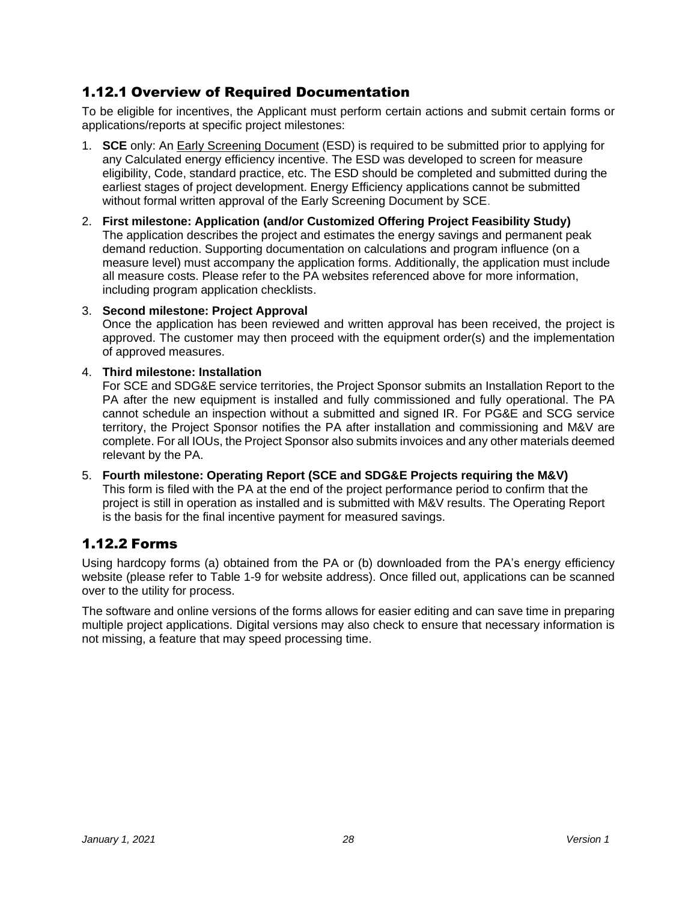### 1.12.1 Overview of Required Documentation

To be eligible for incentives, the Applicant must perform certain actions and submit certain forms or applications/reports at specific project milestones:

1. **SCE** only: An Early Screening Document (ESD) is required to be submitted prior to applying for any Calculated energy efficiency incentive. The ESD was developed to screen for measure eligibility, Code, standard practice, etc. The ESD should be completed and submitted during the earliest stages of project development. Energy Efficiency applications cannot be submitted without formal written approval of the Early Screening Document by SCE.

2. **First milestone: Application (and/or Customized Offering Project Feasibility Study)**
   The application describes the project and estimates the energy savings and permanent peak demand reduction. Supporting documentation on calculations and program influence (on a measure level) must accompany the application forms. Additionally, the application must include all measure costs. Please refer to the PA websites referenced above for more information, including program application checklists.

3. **Second milestone: Project Approval**
   Once the application has been reviewed and written approval has been received, the project is approved. The customer may then proceed with the equipment order(s) and the implementation of approved measures.

4. **Third milestone: Installation**
   For SCE and SDG&E service territories, the Project Sponsor submits an Installation Report to the PA after the new equipment is installed and fully commissioned and fully operational. The PA cannot schedule an inspection without a submitted and signed IR. For PG&E and SCG service territory, the Project Sponsor notifies the PA after installation and commissioning and M&V are complete. For all IOUs, the Project Sponsor also submits invoices and any other materials deemed relevant by the PA.

5. **Fourth milestone: Operating Report (SCE and SDG&E Projects requiring the M&V)**
   This form is filed with the PA at the end of the project performance period to confirm that the project is still in operation as installed and is submitted with M&V results. The Operating Report is the basis for the final incentive payment for measured savings.

### 1.12.2 Forms

Using hardcopy forms (a) obtained from the PA or (b) downloaded from the PA's energy efficiency website (please refer to Table 1-9 for website address). Once filled out, applications can be scanned over to the utility for process.

The software and online versions of the forms allows for easier editing and can save time in preparing multiple project applications. Digital versions may also check to ensure that necessary information is not missing, a feature that may speed processing time.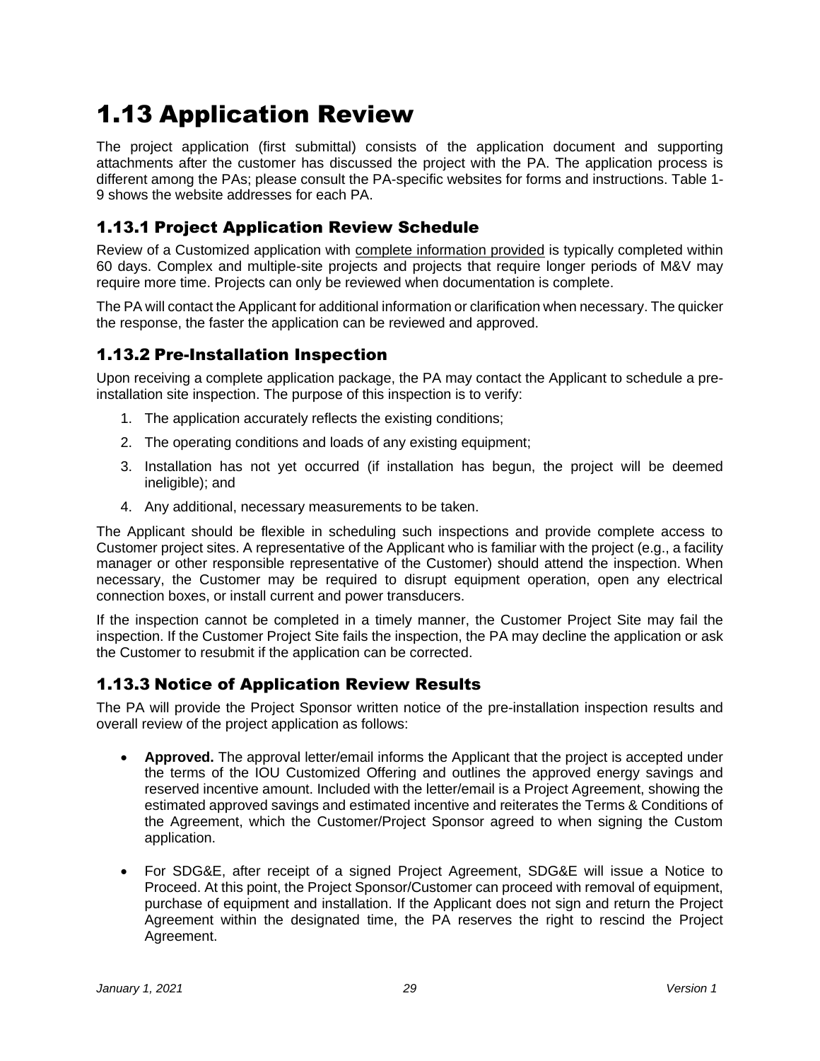# 1.13 Application Review

The project application (first submittal) consists of the application document and supporting attachments after the customer has discussed the project with the PA. The application process is different among the PAs; please consult the PA-specific websites for forms and instructions. Table 1-9 shows the website addresses for each PA.

## 1.13.1 Project Application Review Schedule

Review of a Customized application with <u>complete information provided</u> is typically completed within 60 days. Complex and multiple-site projects and projects that require longer periods of M&V may require more time. Projects can only be reviewed when documentation is complete.

The PA will contact the Applicant for additional information or clarification when necessary. The quicker the response, the faster the application can be reviewed and approved.

## 1.13.2 Pre-Installation Inspection

Upon receiving a complete application package, the PA may contact the Applicant to schedule a pre-installation site inspection. The purpose of this inspection is to verify:

1. The application accurately reflects the existing conditions;
2. The operating conditions and loads of any existing equipment;
3. Installation has not yet occurred (if installation has begun, the project will be deemed ineligible); and
4. Any additional, necessary measurements to be taken.

The Applicant should be flexible in scheduling such inspections and provide complete access to Customer project sites. A representative of the Applicant who is familiar with the project (e.g., a facility manager or other responsible representative of the Customer) should attend the inspection. When necessary, the Customer may be required to disrupt equipment operation, open any electrical connection boxes, or install current and power transducers.

If the inspection cannot be completed in a timely manner, the Customer Project Site may fail the inspection. If the Customer Project Site fails the inspection, the PA may decline the application or ask the Customer to resubmit if the application can be corrected.

## 1.13.3 Notice of Application Review Results

The PA will provide the Project Sponsor written notice of the pre-installation inspection results and overall review of the project application as follows:

- **Approved.** The approval letter/email informs the Applicant that the project is accepted under the terms of the IOU Customized Offering and outlines the approved energy savings and reserved incentive amount. Included with the letter/email is a Project Agreement, showing the estimated approved savings and estimated incentive and reiterates the Terms & Conditions of the Agreement, which the Customer/Project Sponsor agreed to when signing the Custom application.
- For SDG&E, after receipt of a signed Project Agreement, SDG&E will issue a Notice to Proceed. At this point, the Project Sponsor/Customer can proceed with removal of equipment, purchase of equipment and installation. If the Applicant does not sign and return the Project Agreement within the designated time, the PA reserves the right to rescind the Project Agreement.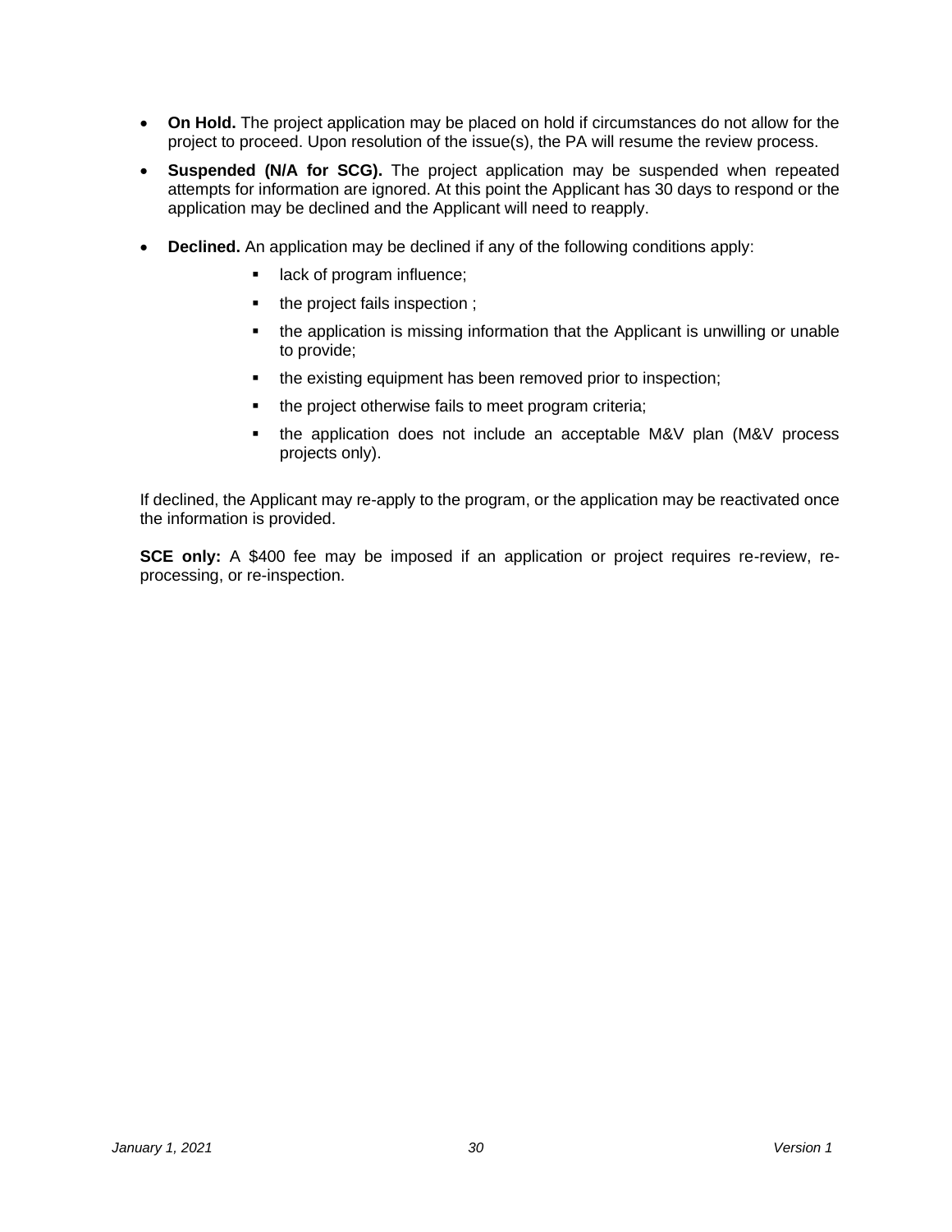- **On Hold.** The project application may be placed on hold if circumstances do not allow for the project to proceed. Upon resolution of the issue(s), the PA will resume the review process.
- **Suspended (N/A for SCG).** The project application may be suspended when repeated attempts for information are ignored. At this point the Applicant has 30 days to respond or the application may be declined and the Applicant will need to reapply.
- **Declined.** An application may be declined if any of the following conditions apply:
    - lack of program influence;
    - the project fails inspection ;
    - the application is missing information that the Applicant is unwilling or unable to provide;
    - the existing equipment has been removed prior to inspection;
    - the project otherwise fails to meet program criteria;
    - the application does not include an acceptable M&V plan (M&V process projects only).

If declined, the Applicant may re-apply to the program, or the application may be reactivated once the information is provided.

**SCE only:** A $400 fee may be imposed if an application or project requires re-review, re-processing, or re-inspection.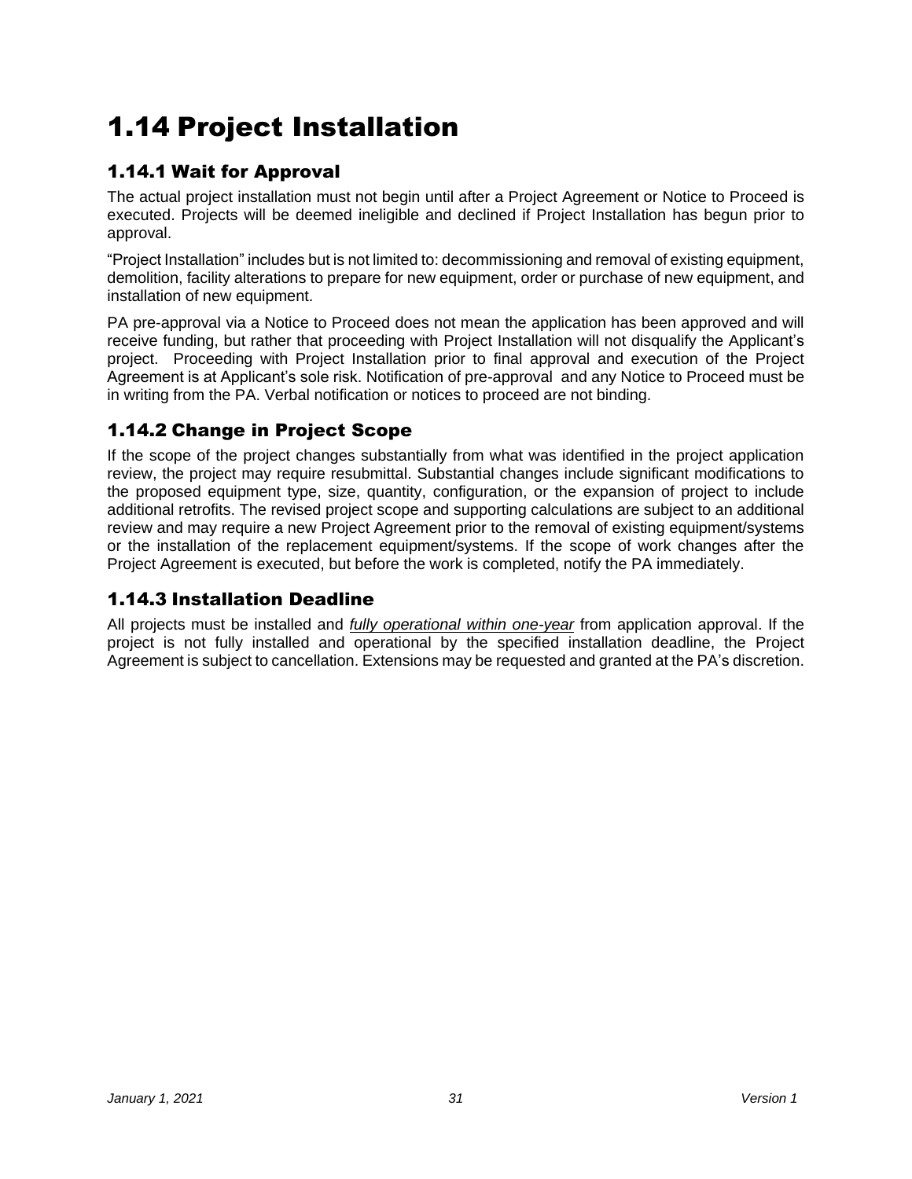# 1.14 Project Installation

## 1.14.1 Wait for Approval

The actual project installation must not begin until after a Project Agreement or Notice to Proceed is executed. Projects will be deemed ineligible and declined if Project Installation has begun prior to approval.

"Project Installation" includes but is not limited to: decommissioning and removal of existing equipment, demolition, facility alterations to prepare for new equipment, order or purchase of new equipment, and installation of new equipment.

PA pre-approval via a Notice to Proceed does not mean the application has been approved and will receive funding, but rather that proceeding with Project Installation will not disqualify the Applicant's project. Proceeding with Project Installation prior to final approval and execution of the Project Agreement is at Applicant's sole risk. Notification of pre-approval and any Notice to Proceed must be in writing from the PA. Verbal notification or notices to proceed are not binding.

## 1.14.2 Change in Project Scope

If the scope of the project changes substantially from what was identified in the project application review, the project may require resubmittal. Substantial changes include significant modifications to the proposed equipment type, size, quantity, configuration, or the expansion of project to include additional retrofits. The revised project scope and supporting calculations are subject to an additional review and may require a new Project Agreement prior to the removal of existing equipment/systems or the installation of the replacement equipment/systems. If the scope of work changes after the Project Agreement is executed, but before the work is completed, notify the PA immediately.

## 1.14.3 Installation Deadline

All projects must be installed and *fully operational within one-year* from application approval. If the project is not fully installed and operational by the specified installation deadline, the Project Agreement is subject to cancellation. Extensions may be requested and granted at the PA's discretion.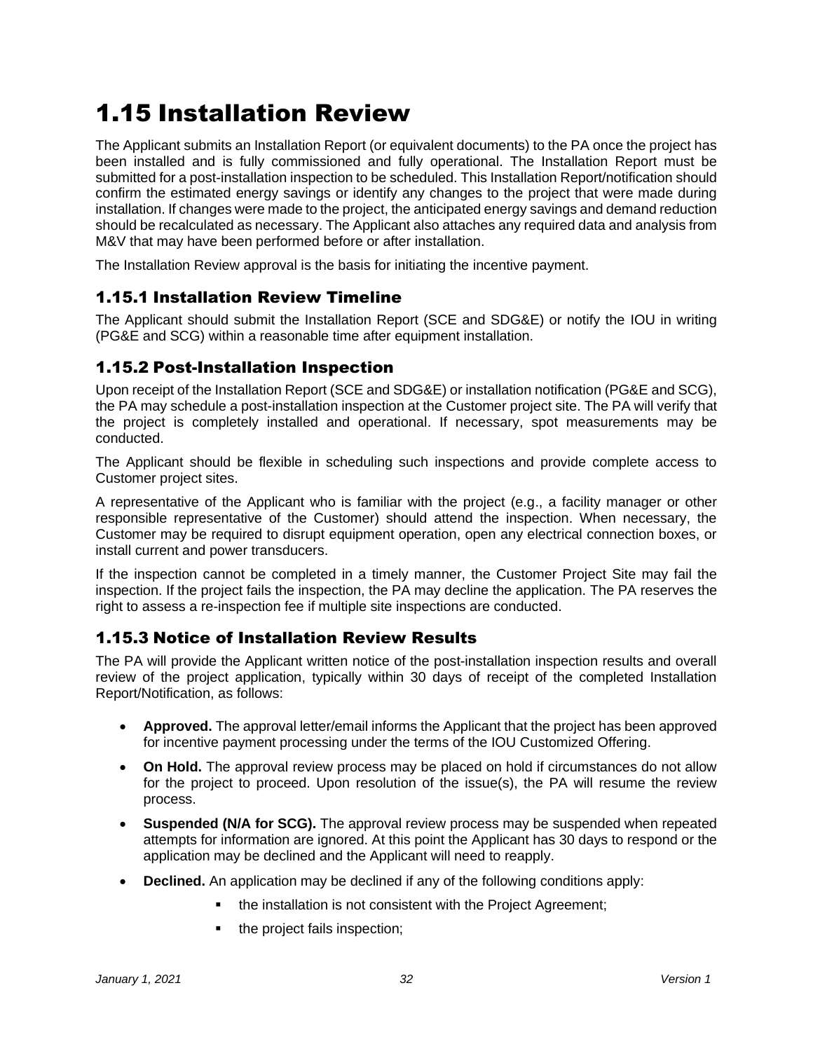# 1.15 Installation Review

The Applicant submits an Installation Report (or equivalent documents) to the PA once the project has been installed and is fully commissioned and fully operational. The Installation Report must be submitted for a post-installation inspection to be scheduled. This Installation Report/notification should confirm the estimated energy savings or identify any changes to the project that were made during installation. If changes were made to the project, the anticipated energy savings and demand reduction should be recalculated as necessary. The Applicant also attaches any required data and analysis from M&V that may have been performed before or after installation.

The Installation Review approval is the basis for initiating the incentive payment.

## 1.15.1 Installation Review Timeline

The Applicant should submit the Installation Report (SCE and SDG&E) or notify the IOU in writing (PG&E and SCG) within a reasonable time after equipment installation.

## 1.15.2 Post-Installation Inspection

Upon receipt of the Installation Report (SCE and SDG&E) or installation notification (PG&E and SCG), the PA may schedule a post-installation inspection at the Customer project site. The PA will verify that the project is completely installed and operational. If necessary, spot measurements may be conducted.

The Applicant should be flexible in scheduling such inspections and provide complete access to Customer project sites.

A representative of the Applicant who is familiar with the project (e.g., a facility manager or other responsible representative of the Customer) should attend the inspection. When necessary, the Customer may be required to disrupt equipment operation, open any electrical connection boxes, or install current and power transducers.

If the inspection cannot be completed in a timely manner, the Customer Project Site may fail the inspection. If the project fails the inspection, the PA may decline the application. The PA reserves the right to assess a re-inspection fee if multiple site inspections are conducted.

## 1.15.3 Notice of Installation Review Results

The PA will provide the Applicant written notice of the post-installation inspection results and overall review of the project application, typically within 30 days of receipt of the completed Installation Report/Notification, as follows:

- **Approved.** The approval letter/email informs the Applicant that the project has been approved for incentive payment processing under the terms of the IOU Customized Offering.
- **On Hold.** The approval review process may be placed on hold if circumstances do not allow for the project to proceed. Upon resolution of the issue(s), the PA will resume the review process.
- **Suspended (N/A for SCG).** The approval review process may be suspended when repeated attempts for information are ignored. At this point the Applicant has 30 days to respond or the application may be declined and the Applicant will need to reapply.
- **Declined.** An application may be declined if any of the following conditions apply:
    - the installation is not consistent with the Project Agreement;
    - the project fails inspection;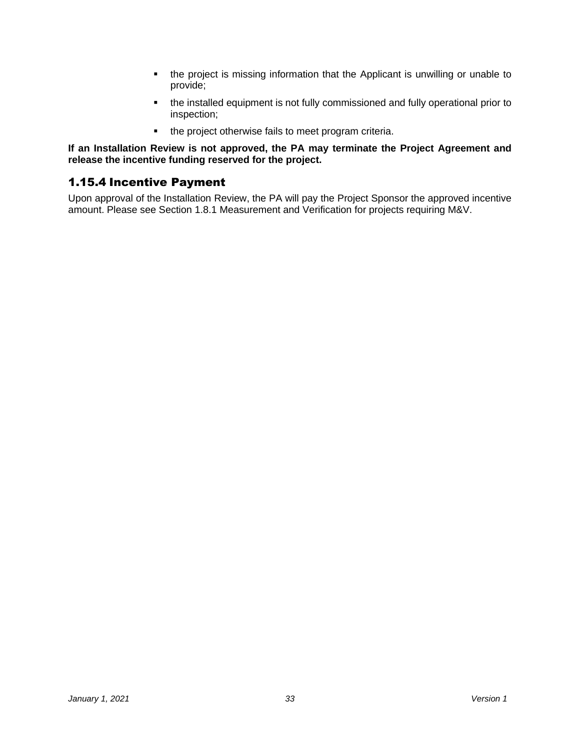- the project is missing information that the Applicant is unwilling or unable to provide;
- the installed equipment is not fully commissioned and fully operational prior to inspection;
- the project otherwise fails to meet program criteria.

**If an Installation Review is not approved, the PA may terminate the Project Agreement and release the incentive funding reserved for the project.**

### 1.15.4 Incentive Payment

Upon approval of the Installation Review, the PA will pay the Project Sponsor the approved incentive amount. Please see Section 1.8.1 Measurement and Verification for projects requiring M&V.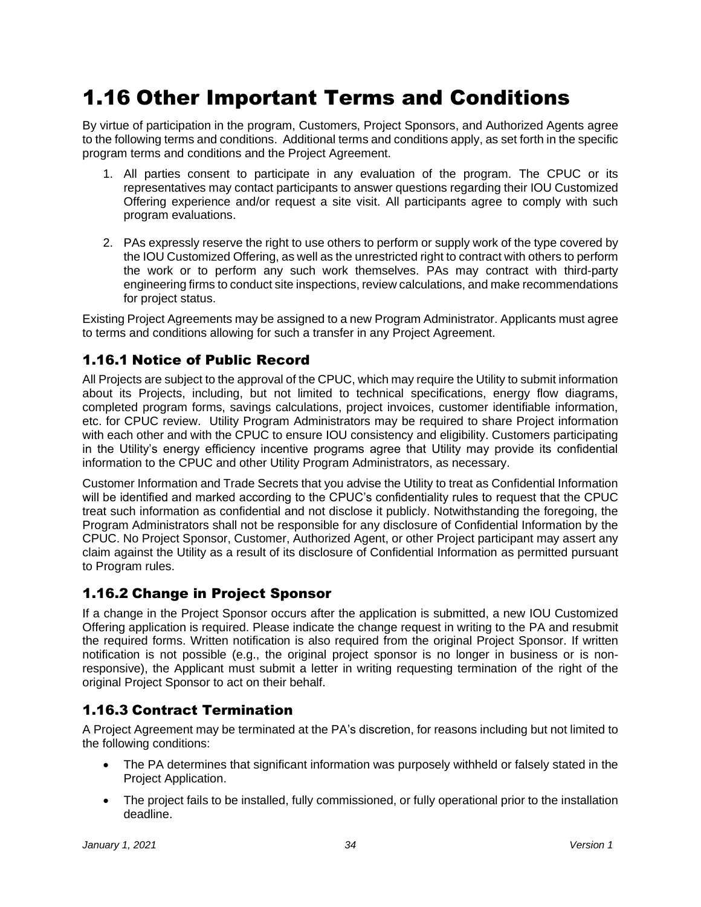# 1.16 Other Important Terms and Conditions

By virtue of participation in the program, Customers, Project Sponsors, and Authorized Agents agree to the following terms and conditions. Additional terms and conditions apply, as set forth in the specific program terms and conditions and the Project Agreement.

1. All parties consent to participate in any evaluation of the program. The CPUC or its representatives may contact participants to answer questions regarding their IOU Customized Offering experience and/or request a site visit. All participants agree to comply with such program evaluations.

2. PAs expressly reserve the right to use others to perform or supply work of the type covered by the IOU Customized Offering, as well as the unrestricted right to contract with others to perform the work or to perform any such work themselves. PAs may contract with third-party engineering firms to conduct site inspections, review calculations, and make recommendations for project status.

Existing Project Agreements may be assigned to a new Program Administrator. Applicants must agree to terms and conditions allowing for such a transfer in any Project Agreement.

## 1.16.1 Notice of Public Record

All Projects are subject to the approval of the CPUC, which may require the Utility to submit information about its Projects, including, but not limited to technical specifications, energy flow diagrams, completed program forms, savings calculations, project invoices, customer identifiable information, etc. for CPUC review. Utility Program Administrators may be required to share Project information with each other and with the CPUC to ensure IOU consistency and eligibility. Customers participating in the Utility's energy efficiency incentive programs agree that Utility may provide its confidential information to the CPUC and other Utility Program Administrators, as necessary.

Customer Information and Trade Secrets that you advise the Utility to treat as Confidential Information will be identified and marked according to the CPUC's confidentiality rules to request that the CPUC treat such information as confidential and not disclose it publicly. Notwithstanding the foregoing, the Program Administrators shall not be responsible for any disclosure of Confidential Information by the CPUC. No Project Sponsor, Customer, Authorized Agent, or other Project participant may assert any claim against the Utility as a result of its disclosure of Confidential Information as permitted pursuant to Program rules.

## 1.16.2 Change in Project Sponsor

If a change in the Project Sponsor occurs after the application is submitted, a new IOU Customized Offering application is required. Please indicate the change request in writing to the PA and resubmit the required forms. Written notification is also required from the original Project Sponsor. If written notification is not possible (e.g., the original project sponsor is no longer in business or is non-responsive), the Applicant must submit a letter in writing requesting termination of the right of the original Project Sponsor to act on their behalf.

## 1.16.3 Contract Termination

A Project Agreement may be terminated at the PA's discretion, for reasons including but not limited to the following conditions:

- The PA determines that significant information was purposely withheld or falsely stated in the Project Application.
- The project fails to be installed, fully commissioned, or fully operational prior to the installation deadline.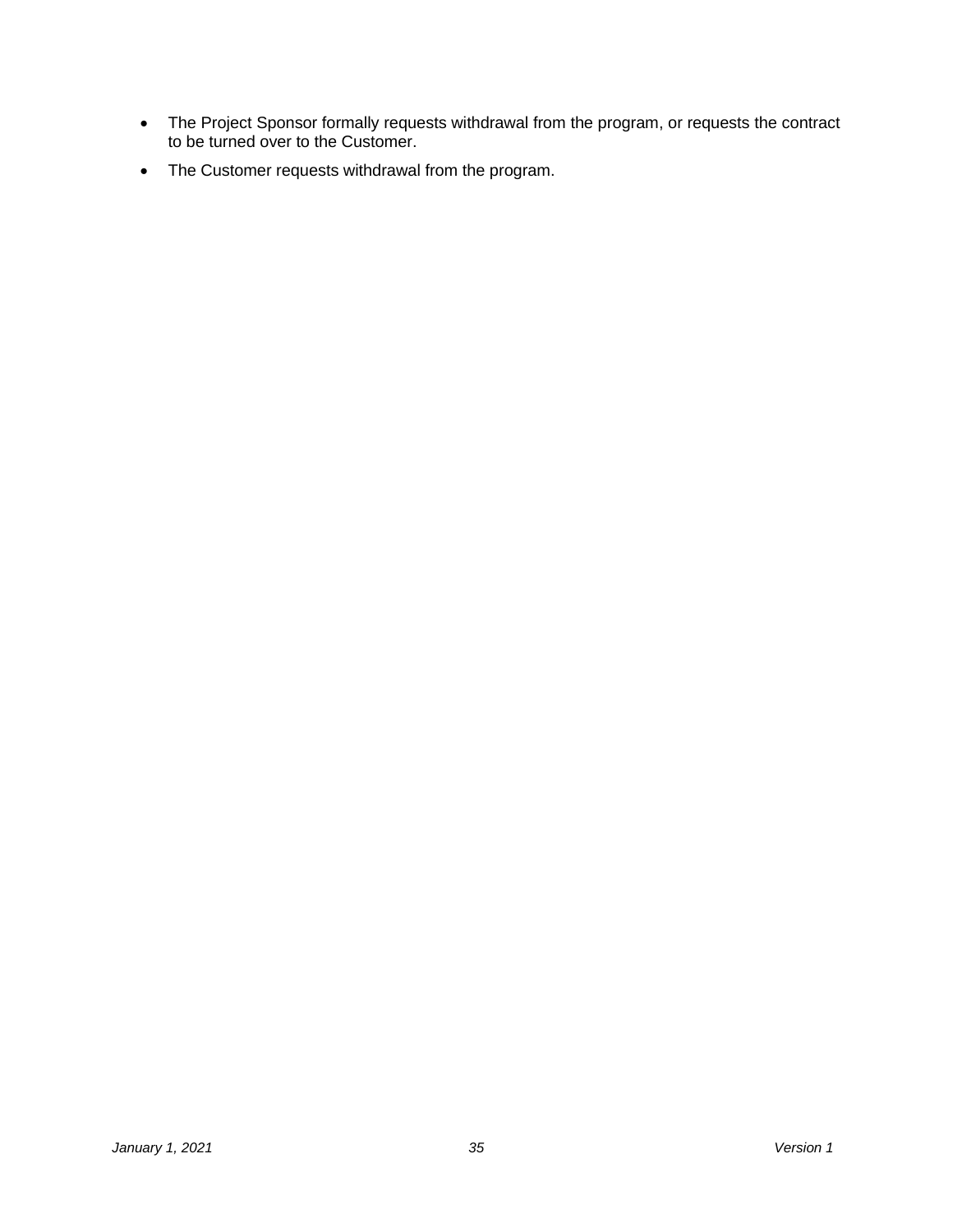- The Project Sponsor formally requests withdrawal from the program, or requests the contract to be turned over to the Customer.
- The Customer requests withdrawal from the program.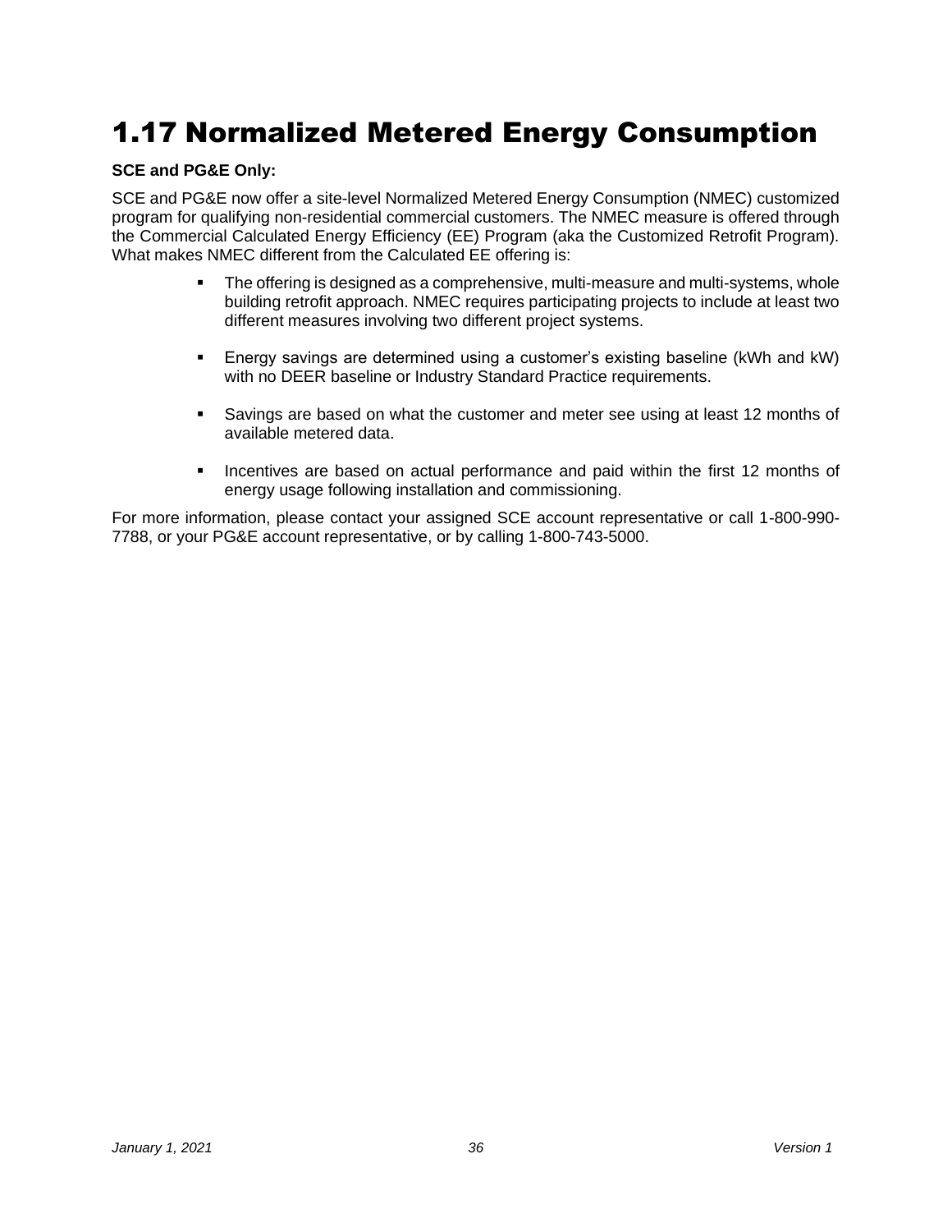# 1.17 Normalized Metered Energy Consumption

**SCE and PG&E Only:**

SCE and PG&E now offer a site-level Normalized Metered Energy Consumption (NMEC) customized program for qualifying non-residential commercial customers. The NMEC measure is offered through the Commercial Calculated Energy Efficiency (EE) Program (aka the Customized Retrofit Program). What makes NMEC different from the Calculated EE offering is:

- The offering is designed as a comprehensive, multi-measure and multi-systems, whole building retrofit approach. NMEC requires participating projects to include at least two different measures involving two different project systems.
- Energy savings are determined using a customer's existing baseline (kWh and kW) with no DEER baseline or Industry Standard Practice requirements.
- Savings are based on what the customer and meter see using at least 12 months of available metered data.
- Incentives are based on actual performance and paid within the first 12 months of energy usage following installation and commissioning.

For more information, please contact your assigned SCE account representative or call 1-800-990-7788, or your PG&E account representative, or by calling 1-800-743-5000.